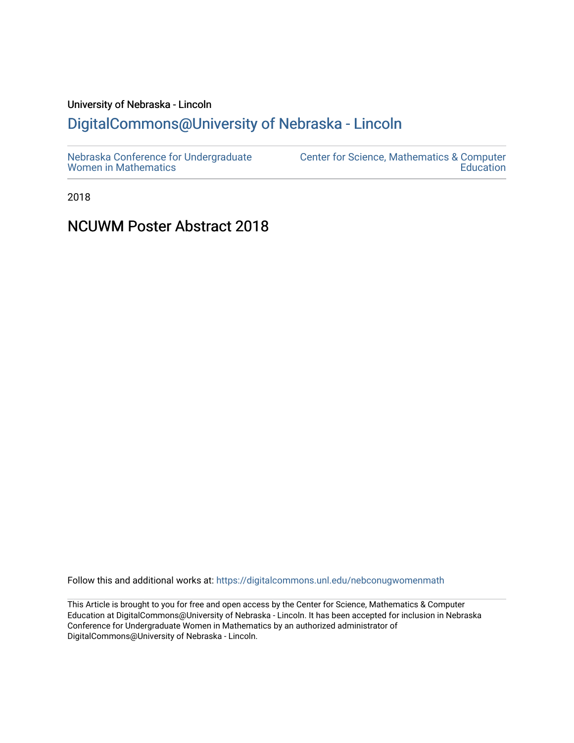University of Nebraska - Lincoln

## DigitalCommons@University of Nebraska - Lincoln

Nebraska Conference for Undergraduate Women in Mathematics

Center for Science, Mathematics & Computer Education

2018

# NCUWM Poster Abstract 2018

Follow this and additional works at: https://digitalcommons.unl.edu/nebconugwomenmath

This Article is brought to you for free and open access by the Center for Science, Mathematics & Computer Education at DigitalCommons@University of Nebraska - Lincoln. It has been accepted for inclusion in Nebraska Conference for Undergraduate Women in Mathematics by an authorized administrator of DigitalCommons@University of Nebraska - Lincoln.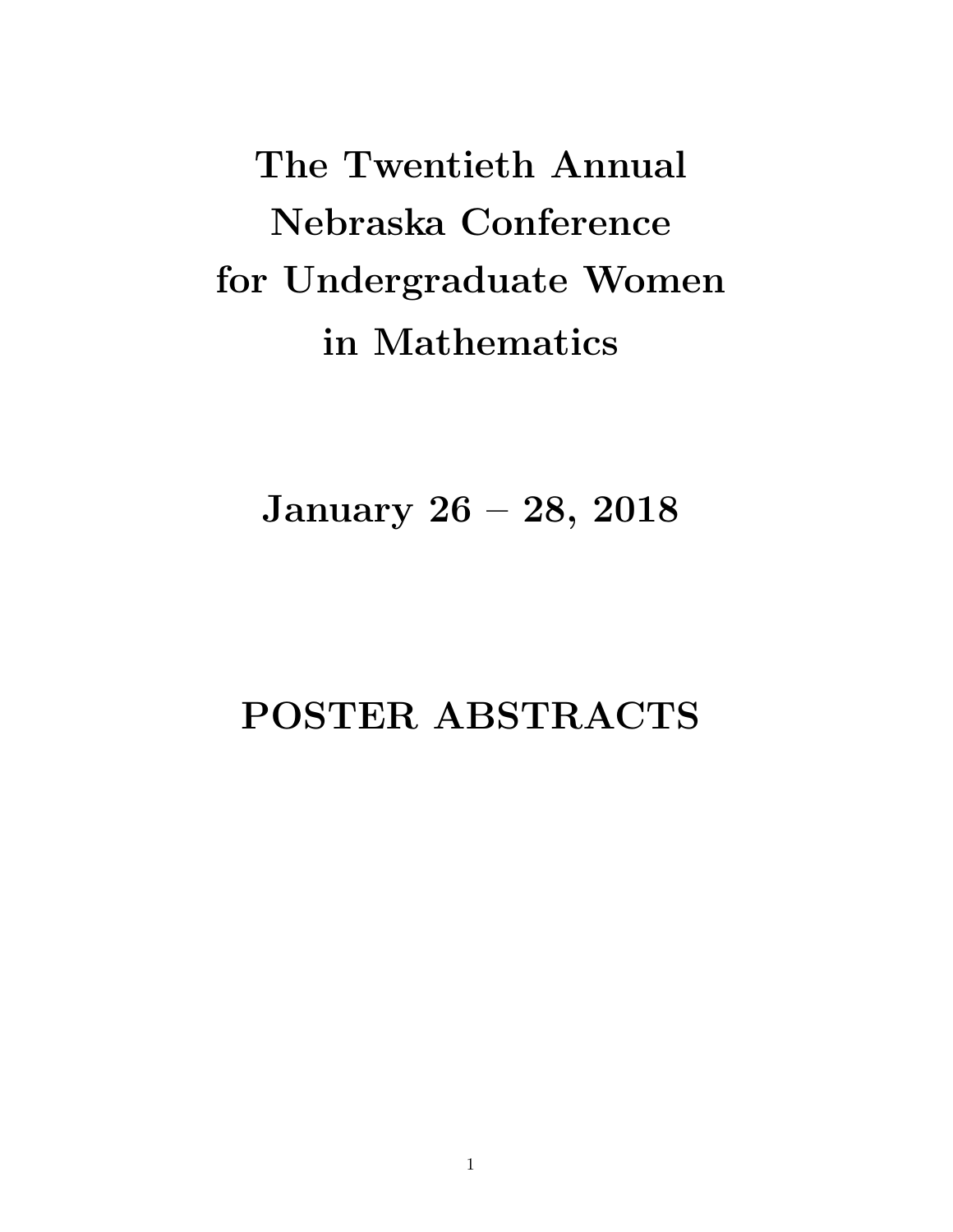# The Twentieth Annual Nebraska Conference for Undergraduate Women in Mathematics

## January 26 – 28, 2018

## POSTER ABSTRACTS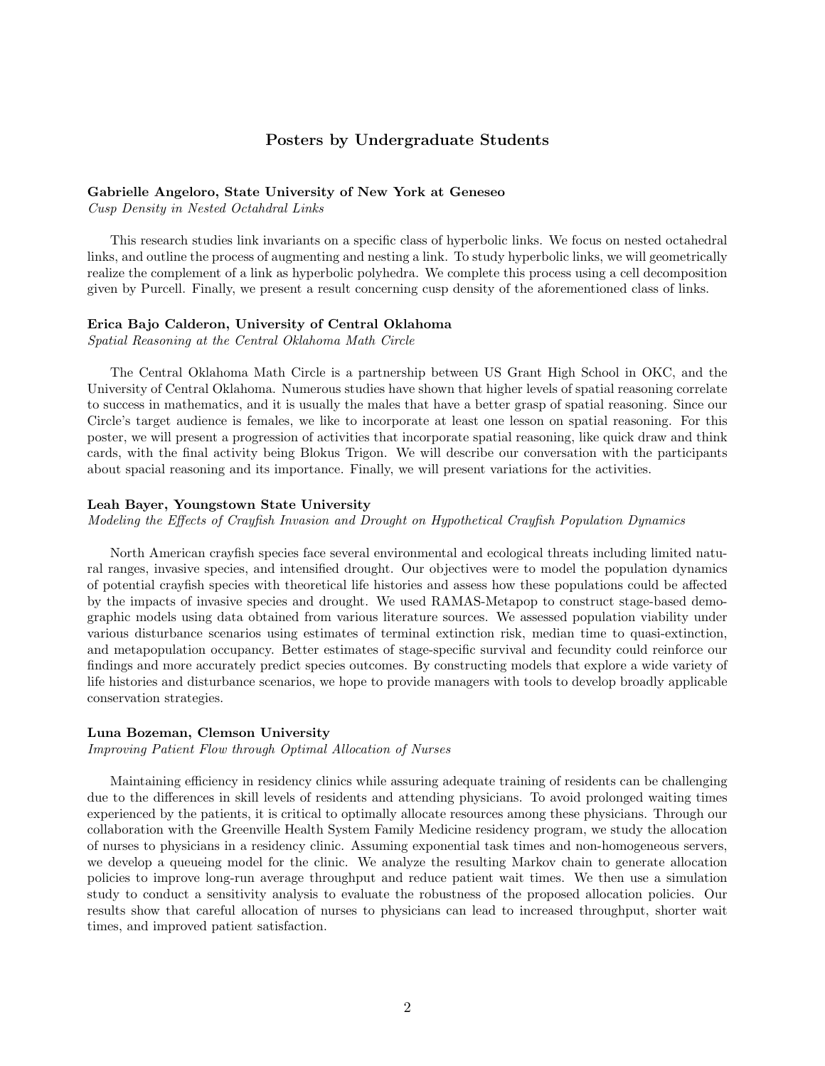## Posters by Undergraduate Students

**Gabrielle Angeloro, State University of New York at Geneseo**
*Cusp Density in Nested Octahdral Links*

This research studies link invariants on a specific class of hyperbolic links. We focus on nested octahedral links, and outline the process of augmenting and nesting a link. To study hyperbolic links, we will geometrically realize the complement of a link as hyperbolic polyhedra. We complete this process using a cell decomposition given by Purcell. Finally, we present a result concerning cusp density of the aforementioned class of links.

**Erica Bajo Calderon, University of Central Oklahoma**
*Spatial Reasoning at the Central Oklahoma Math Circle*

The Central Oklahoma Math Circle is a partnership between US Grant High School in OKC, and the University of Central Oklahoma. Numerous studies have shown that higher levels of spatial reasoning correlate to success in mathematics, and it is usually the males that have a better grasp of spatial reasoning. Since our Circle's target audience is females, we like to incorporate at least one lesson on spatial reasoning. For this poster, we will present a progression of activities that incorporate spatial reasoning, like quick draw and think cards, with the final activity being Blokus Trigon. We will describe our conversation with the participants about spacial reasoning and its importance. Finally, we will present variations for the activities.

**Leah Bayer, Youngstown State University**
*Modeling the Effects of Crayfish Invasion and Drought on Hypothetical Crayfish Population Dynamics*

North American crayfish species face several environmental and ecological threats including limited natural ranges, invasive species, and intensified drought. Our objectives were to model the population dynamics of potential crayfish species with theoretical life histories and assess how these populations could be affected by the impacts of invasive species and drought. We used RAMAS-Metapop to construct stage-based demographic models using data obtained from various literature sources. We assessed population viability under various disturbance scenarios using estimates of terminal extinction risk, median time to quasi-extinction, and metapopulation occupancy. Better estimates of stage-specific survival and fecundity could reinforce our findings and more accurately predict species outcomes. By constructing models that explore a wide variety of life histories and disturbance scenarios, we hope to provide managers with tools to develop broadly applicable conservation strategies.

**Luna Bozeman, Clemson University**
*Improving Patient Flow through Optimal Allocation of Nurses*

Maintaining efficiency in residency clinics while assuring adequate training of residents can be challenging due to the differences in skill levels of residents and attending physicians. To avoid prolonged waiting times experienced by the patients, it is critical to optimally allocate resources among these physicians. Through our collaboration with the Greenville Health System Family Medicine residency program, we study the allocation of nurses to physicians in a residency clinic. Assuming exponential task times and non-homogeneous servers, we develop a queueing model for the clinic. We analyze the resulting Markov chain to generate allocation policies to improve long-run average throughput and reduce patient wait times. We then use a simulation study to conduct a sensitivity analysis to evaluate the robustness of the proposed allocation policies. Our results show that careful allocation of nurses to physicians can lead to increased throughput, shorter wait times, and improved patient satisfaction.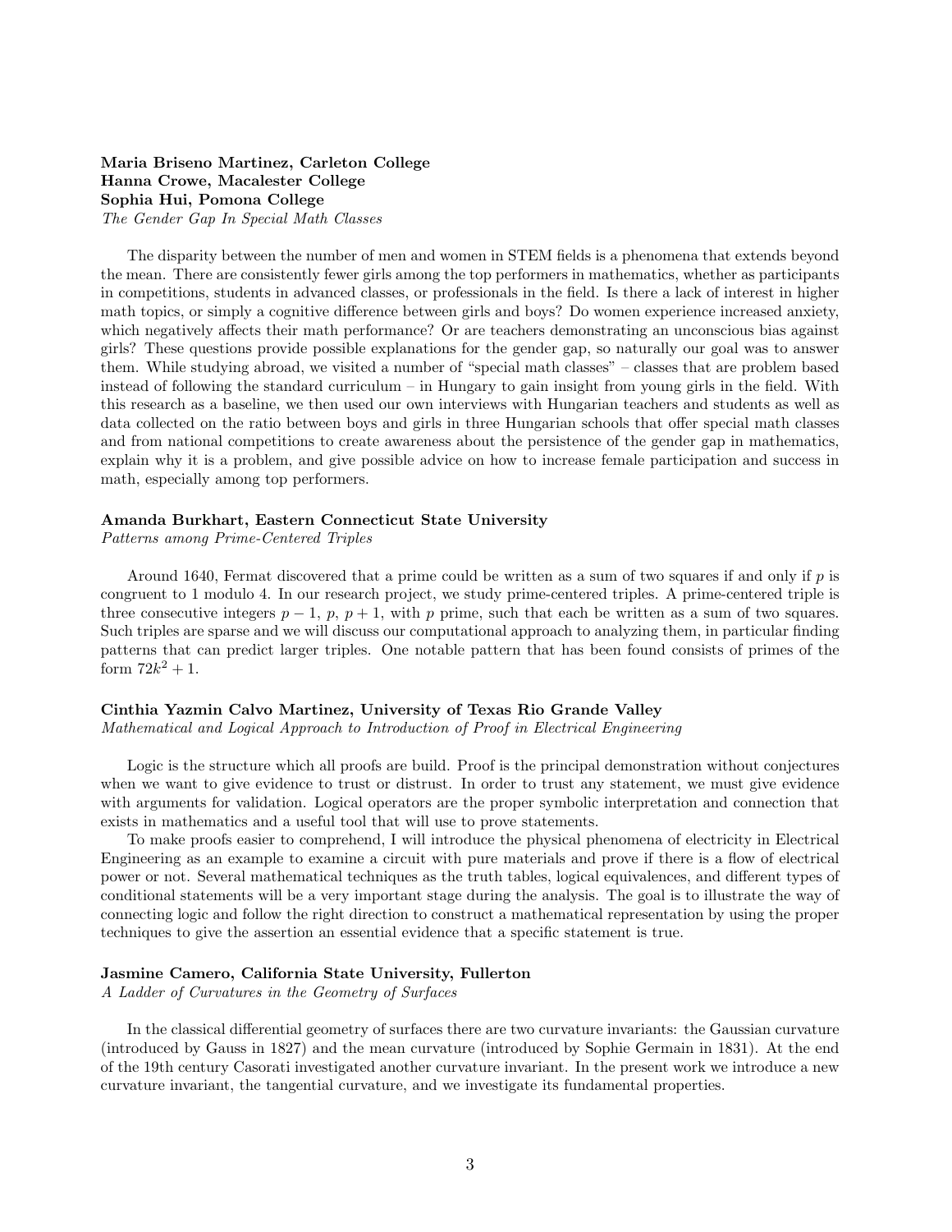**Maria Briseno Martinez, Carleton College**
**Hanna Crowe, Macalester College**
**Sophia Hui, Pomona College**
*The Gender Gap In Special Math Classes*

The disparity between the number of men and women in STEM fields is a phenomena that extends beyond the mean. There are consistently fewer girls among the top performers in mathematics, whether as participants in competitions, students in advanced classes, or professionals in the field. Is there a lack of interest in higher math topics, or simply a cognitive difference between girls and boys? Do women experience increased anxiety, which negatively affects their math performance? Or are teachers demonstrating an unconscious bias against girls? These questions provide possible explanations for the gender gap, so naturally our goal was to answer them. While studying abroad, we visited a number of "special math classes" – classes that are problem based instead of following the standard curriculum – in Hungary to gain insight from young girls in the field. With this research as a baseline, we then used our own interviews with Hungarian teachers and students as well as data collected on the ratio between boys and girls in three Hungarian schools that offer special math classes and from national competitions to create awareness about the persistence of the gender gap in mathematics, explain why it is a problem, and give possible advice on how to increase female participation and success in math, especially among top performers.

**Amanda Burkhart, Eastern Connecticut State University**
*Patterns among Prime-Centered Triples*

Around 1640, Fermat discovered that a prime could be written as a sum of two squares if and only if $p$ is congruent to 1 modulo 4. In our research project, we study prime-centered triples. A prime-centered triple is three consecutive integers $p-1$, $p$, $p+1$, with $p$ prime, such that each be written as a sum of two squares. Such triples are sparse and we will discuss our computational approach to analyzing them, in particular finding patterns that can predict larger triples. One notable pattern that has been found consists of primes of the form $72k^2 + 1$.

**Cinthia Yazmin Calvo Martinez, University of Texas Rio Grande Valley**
*Mathematical and Logical Approach to Introduction of Proof in Electrical Engineering*

Logic is the structure which all proofs are build. Proof is the principal demonstration without conjectures when we want to give evidence to trust or distrust. In order to trust any statement, we must give evidence with arguments for validation. Logical operators are the proper symbolic interpretation and connection that exists in mathematics and a useful tool that will use to prove statements.

To make proofs easier to comprehend, I will introduce the physical phenomena of electricity in Electrical Engineering as an example to examine a circuit with pure materials and prove if there is a flow of electrical power or not. Several mathematical techniques as the truth tables, logical equivalences, and different types of conditional statements will be a very important stage during the analysis. The goal is to illustrate the way of connecting logic and follow the right direction to construct a mathematical representation by using the proper techniques to give the assertion an essential evidence that a specific statement is true.

**Jasmine Camero, California State University, Fullerton**
*A Ladder of Curvatures in the Geometry of Surfaces*

In the classical differential geometry of surfaces there are two curvature invariants: the Gaussian curvature (introduced by Gauss in 1827) and the mean curvature (introduced by Sophie Germain in 1831). At the end of the 19th century Casorati investigated another curvature invariant. In the present work we introduce a new curvature invariant, the tangential curvature, and we investigate its fundamental properties.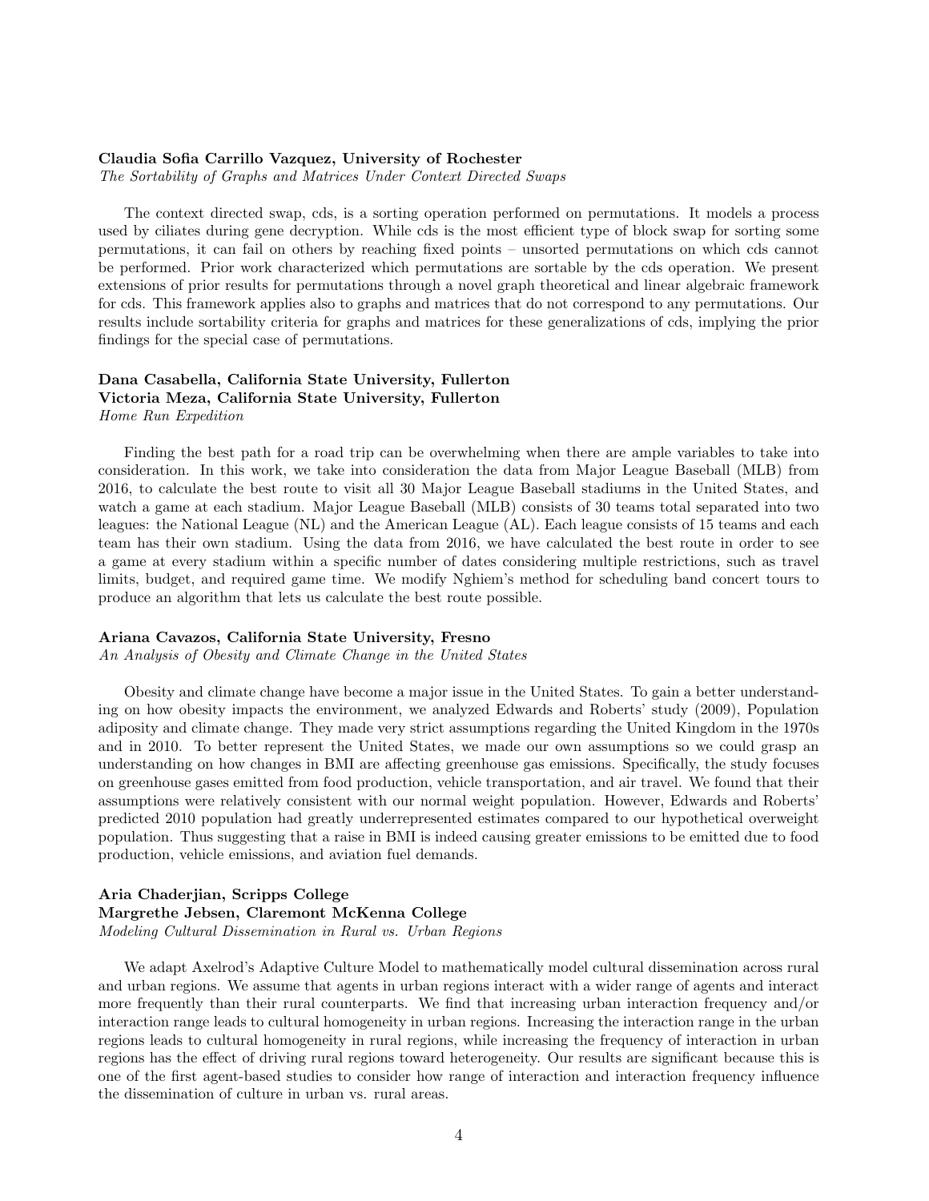**Claudia Sofia Carrillo Vazquez, University of Rochester**
*The Sortability of Graphs and Matrices Under Context Directed Swaps*

The context directed swap, cds, is a sorting operation performed on permutations. It models a process used by ciliates during gene decryption. While cds is the most efficient type of block swap for sorting some permutations, it can fail on others by reaching fixed points – unsorted permutations on which cds cannot be performed. Prior work characterized which permutations are sortable by the cds operation. We present extensions of prior results for permutations through a novel graph theoretical and linear algebraic framework for cds. This framework applies also to graphs and matrices that do not correspond to any permutations. Our results include sortability criteria for graphs and matrices for these generalizations of cds, implying the prior findings for the special case of permutations.

**Dana Casabella, California State University, Fullerton**
**Victoria Meza, California State University, Fullerton**
*Home Run Expedition*

Finding the best path for a road trip can be overwhelming when there are ample variables to take into consideration. In this work, we take into consideration the data from Major League Baseball (MLB) from 2016, to calculate the best route to visit all 30 Major League Baseball stadiums in the United States, and watch a game at each stadium. Major League Baseball (MLB) consists of 30 teams total separated into two leagues: the National League (NL) and the American League (AL). Each league consists of 15 teams and each team has their own stadium. Using the data from 2016, we have calculated the best route in order to see a game at every stadium within a specific number of dates considering multiple restrictions, such as travel limits, budget, and required game time. We modify Nghiem's method for scheduling band concert tours to produce an algorithm that lets us calculate the best route possible.

**Ariana Cavazos, California State University, Fresno**
*An Analysis of Obesity and Climate Change in the United States*

Obesity and climate change have become a major issue in the United States. To gain a better understanding on how obesity impacts the environment, we analyzed Edwards and Roberts' study (2009), Population adiposity and climate change. They made very strict assumptions regarding the United Kingdom in the 1970s and in 2010. To better represent the United States, we made our own assumptions so we could grasp an understanding on how changes in BMI are affecting greenhouse gas emissions. Specifically, the study focuses on greenhouse gases emitted from food production, vehicle transportation, and air travel. We found that their assumptions were relatively consistent with our normal weight population. However, Edwards and Roberts' predicted 2010 population had greatly underrepresented estimates compared to our hypothetical overweight population. Thus suggesting that a raise in BMI is indeed causing greater emissions to be emitted due to food production, vehicle emissions, and aviation fuel demands.

**Aria Chaderjian, Scripps College**
**Margrethe Jebsen, Claremont McKenna College**
*Modeling Cultural Dissemination in Rural vs. Urban Regions*

We adapt Axelrod's Adaptive Culture Model to mathematically model cultural dissemination across rural and urban regions. We assume that agents in urban regions interact with a wider range of agents and interact more frequently than their rural counterparts. We find that increasing urban interaction frequency and/or interaction range leads to cultural homogeneity in urban regions. Increasing the interaction range in the urban regions leads to cultural homogeneity in rural regions, while increasing the frequency of interaction in urban regions has the effect of driving rural regions toward heterogeneity. Our results are significant because this is one of the first agent-based studies to consider how range of interaction and interaction frequency influence the dissemination of culture in urban vs. rural areas.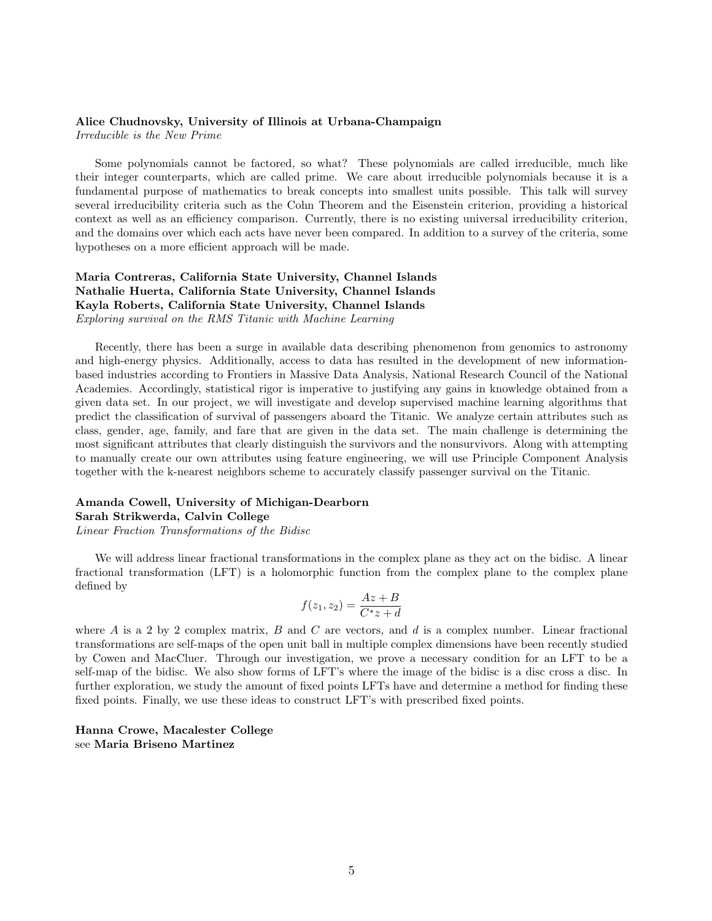**Alice Chudnovsky, University of Illinois at Urbana-Champaign**
*Irreducible is the New Prime*

Some polynomials cannot be factored, so what? These polynomials are called irreducible, much like their integer counterparts, which are called prime. We care about irreducible polynomials because it is a fundamental purpose of mathematics to break concepts into smallest units possible. This talk will survey several irreducibility criteria such as the Cohn Theorem and the Eisenstein criterion, providing a historical context as well as an efficiency comparison. Currently, there is no existing universal irreducibility criterion, and the domains over which each acts have never been compared. In addition to a survey of the criteria, some hypotheses on a more efficient approach will be made.

**Maria Contreras, California State University, Channel Islands**
**Nathalie Huerta, California State University, Channel Islands**
**Kayla Roberts, California State University, Channel Islands**
*Exploring survival on the RMS Titanic with Machine Learning*

Recently, there has been a surge in available data describing phenomenon from genomics to astronomy and high-energy physics. Additionally, access to data has resulted in the development of new information-based industries according to Frontiers in Massive Data Analysis, National Research Council of the National Academies. Accordingly, statistical rigor is imperative to justifying any gains in knowledge obtained from a given data set. In our project, we will investigate and develop supervised machine learning algorithms that predict the classification of survival of passengers aboard the Titanic. We analyze certain attributes such as class, gender, age, family, and fare that are given in the data set. The main challenge is determining the most significant attributes that clearly distinguish the survivors and the nonsurvivors. Along with attempting to manually create our own attributes using feature engineering, we will use Principle Component Analysis together with the k-nearest neighbors scheme to accurately classify passenger survival on the Titanic.

**Amanda Cowell, University of Michigan-Dearborn**
**Sarah Strikwerda, Calvin College**
*Linear Fraction Transformations of the Bidisc*

We will address linear fractional transformations in the complex plane as they act on the bidisc. A linear fractional transformation (LFT) is a holomorphic function from the complex plane to the complex plane defined by

$$f(z_1, z_2) = \frac{Az + B}{C^{*}z + d}$$

where $A$ is a 2 by 2 complex matrix, $B$ and $C$ are vectors, and $d$ is a complex number. Linear fractional transformations are self-maps of the open unit ball in multiple complex dimensions have been recently studied by Cowen and MacCluer. Through our investigation, we prove a necessary condition for an LFT to be a self-map of the bidisc. We also show forms of LFT's where the image of the bidisc is a disc cross a disc. In further exploration, we study the amount of fixed points LFTs have and determine a method for finding these fixed points. Finally, we use these ideas to construct LFT's with prescribed fixed points.

**Hanna Crowe, Macalester College**
see **Maria Briseno Martinez**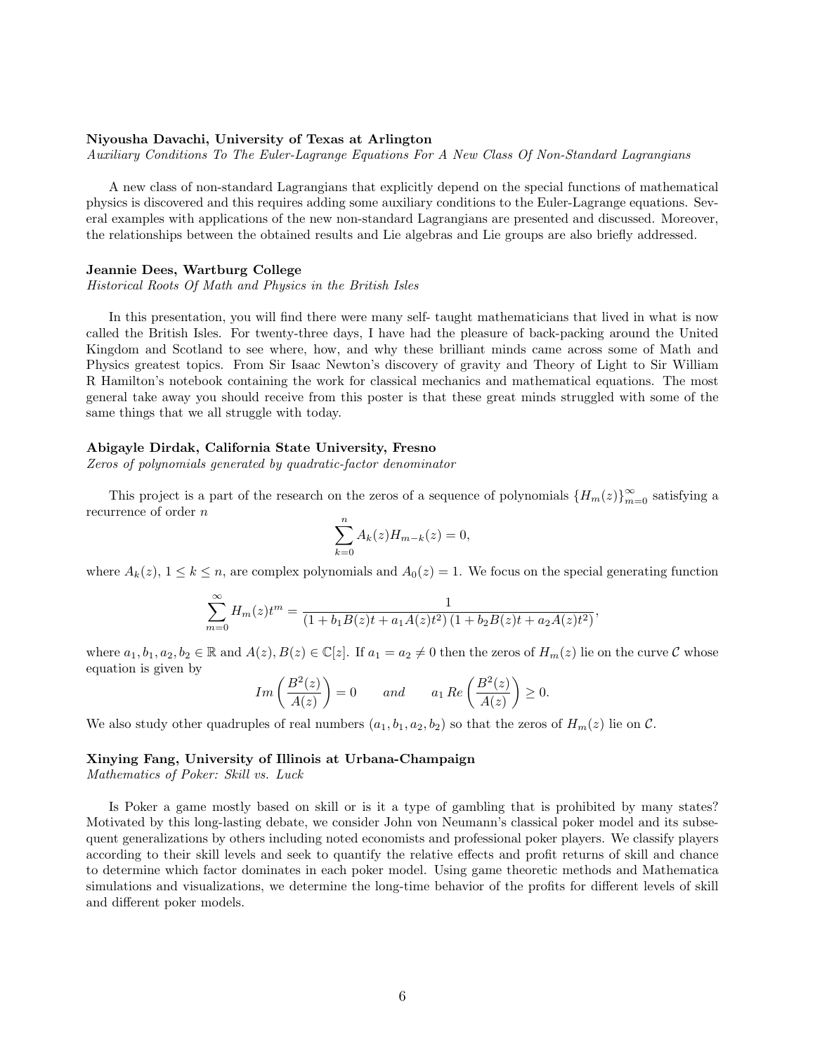**Niyousha Davachi, University of Texas at Arlington**
*Auxiliary Conditions To The Euler-Lagrange Equations For A New Class Of Non-Standard Lagrangians*

A new class of non-standard Lagrangians that explicitly depend on the special functions of mathematical physics is discovered and this requires adding some auxiliary conditions to the Euler-Lagrange equations. Several examples with applications of the new non-standard Lagrangians are presented and discussed. Moreover, the relationships between the obtained results and Lie algebras and Lie groups are also briefly addressed.

**Jeannie Dees, Wartburg College**
*Historical Roots Of Math and Physics in the British Isles*

In this presentation, you will find there were many self- taught mathematicians that lived in what is now called the British Isles. For twenty-three days, I have had the pleasure of back-packing around the United Kingdom and Scotland to see where, how, and why these brilliant minds came across some of Math and Physics greatest topics. From Sir Isaac Newton's discovery of gravity and Theory of Light to Sir William R Hamilton's notebook containing the work for classical mechanics and mathematical equations. The most general take away you should receive from this poster is that these great minds struggled with some of the same things that we all struggle with today.

**Abigayle Dirdak, California State University, Fresno**
*Zeros of polynomials generated by quadratic-factor denominator*

This project is a part of the research on the zeros of a sequence of polynomials $\{H_m(z)\}_{m=0}^{\infty}$ satisfying a recurrence of order $n$

$$\sum_{k=0}^{n} A_k(z)H_{m-k}(z) = 0,$$

where $A_k(z)$, $1 \leq k \leq n$, are complex polynomials and $A_0(z) = 1$. We focus on the special generating function

$$\sum_{m=0}^{\infty} H_m(z)t^m = \frac{1}{(1 + b_1B(z)t + a_1A(z)t^2)(1 + b_2B(z)t + a_2A(z)t^2)},$$

where $a_1, b_1, a_2, b_2 \in \mathbb{R}$ and $A(z), B(z) \in \mathbb{C}[z]$. If $a_1 = a_2 \neq 0$ then the zeros of $H_m(z)$ lie on the curve $\mathcal{C}$ whose equation is given by

$$Im\left(\frac{B^2(z)}{A(z)}\right) = 0 \qquad and \qquad a_1\, Re\left(\frac{B^2(z)}{A(z)}\right) \geq 0.$$

We also study other quadruples of real numbers $(a_1, b_1, a_2, b_2)$ so that the zeros of $H_m(z)$ lie on $\mathcal{C}$.

**Xinying Fang, University of Illinois at Urbana-Champaign**
*Mathematics of Poker: Skill vs. Luck*

Is Poker a game mostly based on skill or is it a type of gambling that is prohibited by many states? Motivated by this long-lasting debate, we consider John von Neumann's classical poker model and its subsequent generalizations by others including noted economists and professional poker players. We classify players according to their skill levels and seek to quantify the relative effects and profit returns of skill and chance to determine which factor dominates in each poker model. Using game theoretic methods and Mathematica simulations and visualizations, we determine the long-time behavior of the profits for different levels of skill and different poker models.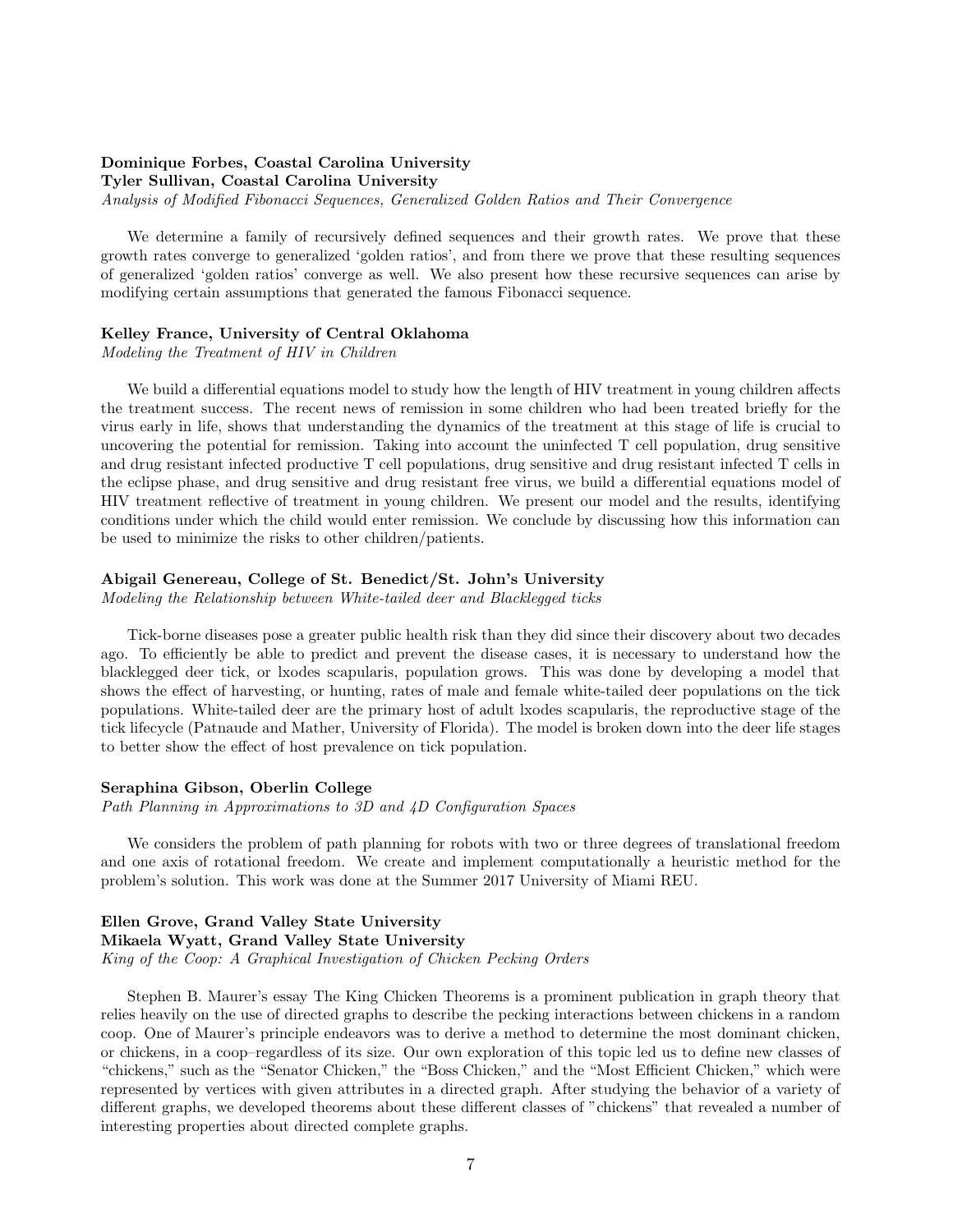**Dominique Forbes, Coastal Carolina University**
**Tyler Sullivan, Coastal Carolina University**
*Analysis of Modified Fibonacci Sequences, Generalized Golden Ratios and Their Convergence*

We determine a family of recursively defined sequences and their growth rates. We prove that these growth rates converge to generalized 'golden ratios', and from there we prove that these resulting sequences of generalized 'golden ratios' converge as well. We also present how these recursive sequences can arise by modifying certain assumptions that generated the famous Fibonacci sequence.

**Kelley France, University of Central Oklahoma**
*Modeling the Treatment of HIV in Children*

We build a differential equations model to study how the length of HIV treatment in young children affects the treatment success. The recent news of remission in some children who had been treated briefly for the virus early in life, shows that understanding the dynamics of the treatment at this stage of life is crucial to uncovering the potential for remission. Taking into account the uninfected T cell population, drug sensitive and drug resistant infected productive T cell populations, drug sensitive and drug resistant infected T cells in the eclipse phase, and drug sensitive and drug resistant free virus, we build a differential equations model of HIV treatment reflective of treatment in young children. We present our model and the results, identifying conditions under which the child would enter remission. We conclude by discussing how this information can be used to minimize the risks to other children/patients.

**Abigail Genereau, College of St. Benedict/St. John's University**
*Modeling the Relationship between White-tailed deer and Blacklegged ticks*

Tick-borne diseases pose a greater public health risk than they did since their discovery about two decades ago. To efficiently be able to predict and prevent the disease cases, it is necessary to understand how the blacklegged deer tick, or lxodes scapularis, population grows. This was done by developing a model that shows the effect of harvesting, or hunting, rates of male and female white-tailed deer populations on the tick populations. White-tailed deer are the primary host of adult lxodes scapularis, the reproductive stage of the tick lifecycle (Patnaude and Mather, University of Florida). The model is broken down into the deer life stages to better show the effect of host prevalence on tick population.

**Seraphina Gibson, Oberlin College**
*Path Planning in Approximations to 3D and 4D Configuration Spaces*

We considers the problem of path planning for robots with two or three degrees of translational freedom and one axis of rotational freedom. We create and implement computationally a heuristic method for the problem's solution. This work was done at the Summer 2017 University of Miami REU.

**Ellen Grove, Grand Valley State University**
**Mikaela Wyatt, Grand Valley State University**
*King of the Coop: A Graphical Investigation of Chicken Pecking Orders*

Stephen B. Maurer's essay The King Chicken Theorems is a prominent publication in graph theory that relies heavily on the use of directed graphs to describe the pecking interactions between chickens in a random coop. One of Maurer's principle endeavors was to derive a method to determine the most dominant chicken, or chickens, in a coop–regardless of its size. Our own exploration of this topic led us to define new classes of "chickens," such as the "Senator Chicken," the "Boss Chicken," and the "Most Efficient Chicken," which were represented by vertices with given attributes in a directed graph. After studying the behavior of a variety of different graphs, we developed theorems about these different classes of "chickens" that revealed a number of interesting properties about directed complete graphs.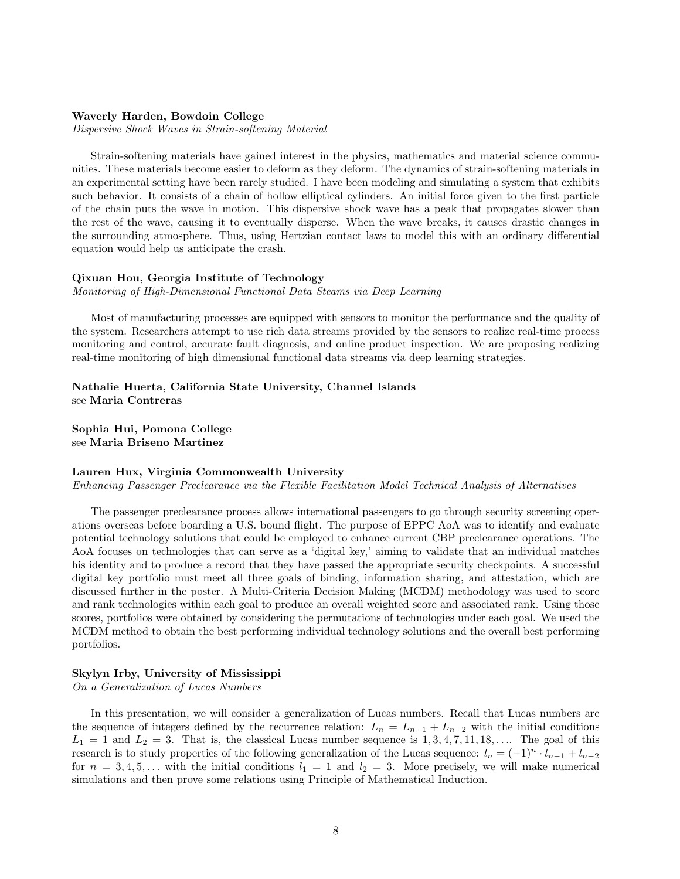**Waverly Harden, Bowdoin College**
*Dispersive Shock Waves in Strain-softening Material*

Strain-softening materials have gained interest in the physics, mathematics and material science communities. These materials become easier to deform as they deform. The dynamics of strain-softening materials in an experimental setting have been rarely studied. I have been modeling and simulating a system that exhibits such behavior. It consists of a chain of hollow elliptical cylinders. An initial force given to the first particle of the chain puts the wave in motion. This dispersive shock wave has a peak that propagates slower than the rest of the wave, causing it to eventually disperse. When the wave breaks, it causes drastic changes in the surrounding atmosphere. Thus, using Hertzian contact laws to model this with an ordinary differential equation would help us anticipate the crash.

**Qixuan Hou, Georgia Institute of Technology**
*Monitoring of High-Dimensional Functional Data Steams via Deep Learning*

Most of manufacturing processes are equipped with sensors to monitor the performance and the quality of the system. Researchers attempt to use rich data streams provided by the sensors to realize real-time process monitoring and control, accurate fault diagnosis, and online product inspection. We are proposing realizing real-time monitoring of high dimensional functional data streams via deep learning strategies.

**Nathalie Huerta, California State University, Channel Islands**
see **Maria Contreras**

**Sophia Hui, Pomona College**
see **Maria Briseno Martinez**

**Lauren Hux, Virginia Commonwealth University**
*Enhancing Passenger Preclearance via the Flexible Facilitation Model Technical Analysis of Alternatives*

The passenger preclearance process allows international passengers to go through security screening operations overseas before boarding a U.S. bound flight. The purpose of EPPC AoA was to identify and evaluate potential technology solutions that could be employed to enhance current CBP preclearance operations. The AoA focuses on technologies that can serve as a 'digital key,' aiming to validate that an individual matches his identity and to produce a record that they have passed the appropriate security checkpoints. A successful digital key portfolio must meet all three goals of binding, information sharing, and attestation, which are discussed further in the poster. A Multi-Criteria Decision Making (MCDM) methodology was used to score and rank technologies within each goal to produce an overall weighted score and associated rank. Using those scores, portfolios were obtained by considering the permutations of technologies under each goal. We used the MCDM method to obtain the best performing individual technology solutions and the overall best performing portfolios.

**Skylyn Irby, University of Mississippi**
*On a Generalization of Lucas Numbers*

In this presentation, we will consider a generalization of Lucas numbers. Recall that Lucas numbers are the sequence of integers defined by the recurrence relation: $L_n = L_{n-1} + L_{n-2}$ with the initial conditions $L_1 = 1$ and $L_2 = 3$. That is, the classical Lucas number sequence is $1, 3, 4, 7, 11, 18, \ldots$. The goal of this research is to study properties of the following generalization of the Lucas sequence: $l_n = (-1)^n \cdot l_{n-1} + l_{n-2}$ for $n = 3, 4, 5, \ldots$ with the initial conditions $l_1 = 1$ and $l_2 = 3$. More precisely, we will make numerical simulations and then prove some relations using Principle of Mathematical Induction.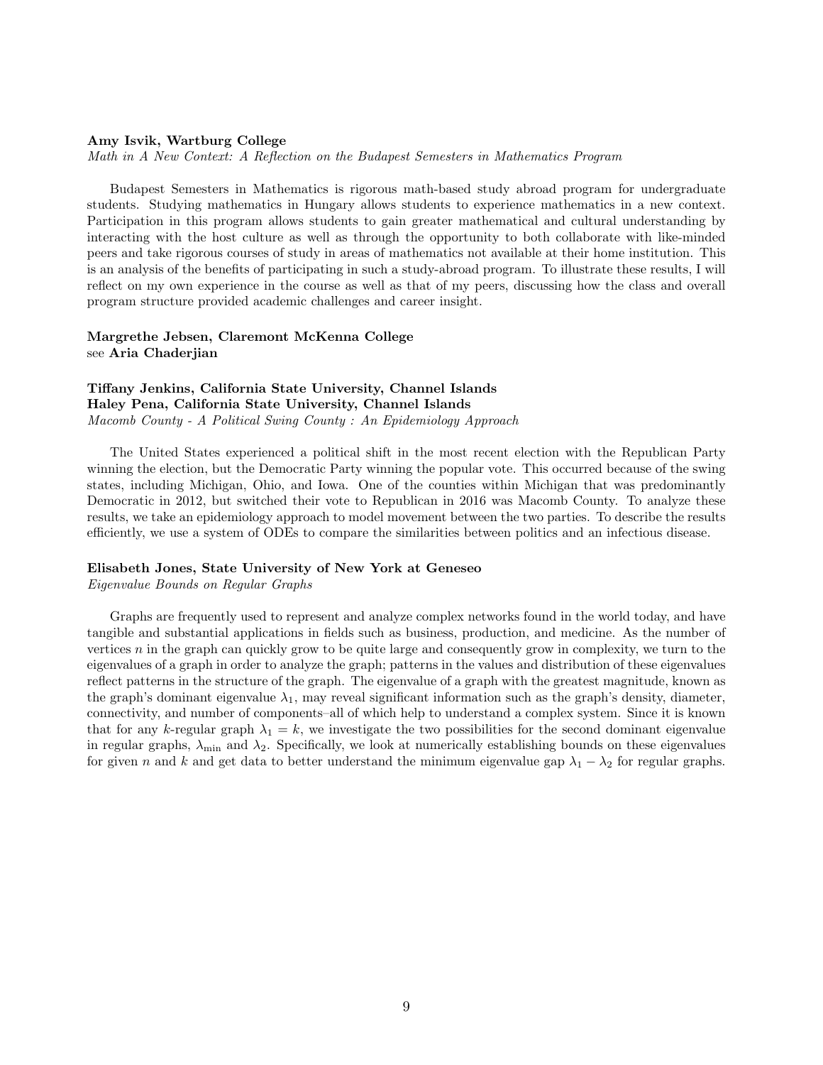**Amy Isvik, Wartburg College**
*Math in A New Context: A Reflection on the Budapest Semesters in Mathematics Program*

Budapest Semesters in Mathematics is rigorous math-based study abroad program for undergraduate students. Studying mathematics in Hungary allows students to experience mathematics in a new context. Participation in this program allows students to gain greater mathematical and cultural understanding by interacting with the host culture as well as through the opportunity to both collaborate with like-minded peers and take rigorous courses of study in areas of mathematics not available at their home institution. This is an analysis of the benefits of participating in such a study-abroad program. To illustrate these results, I will reflect on my own experience in the course as well as that of my peers, discussing how the class and overall program structure provided academic challenges and career insight.

**Margrethe Jebsen, Claremont McKenna College**
see **Aria Chaderjian**

**Tiffany Jenkins, California State University, Channel Islands**
**Haley Pena, California State University, Channel Islands**
*Macomb County - A Political Swing County : An Epidemiology Approach*

The United States experienced a political shift in the most recent election with the Republican Party winning the election, but the Democratic Party winning the popular vote. This occurred because of the swing states, including Michigan, Ohio, and Iowa. One of the counties within Michigan that was predominantly Democratic in 2012, but switched their vote to Republican in 2016 was Macomb County. To analyze these results, we take an epidemiology approach to model movement between the two parties. To describe the results efficiently, we use a system of ODEs to compare the similarities between politics and an infectious disease.

**Elisabeth Jones, State University of New York at Geneseo**
*Eigenvalue Bounds on Regular Graphs*

Graphs are frequently used to represent and analyze complex networks found in the world today, and have tangible and substantial applications in fields such as business, production, and medicine. As the number of vertices $n$ in the graph can quickly grow to be quite large and consequently grow in complexity, we turn to the eigenvalues of a graph in order to analyze the graph; patterns in the values and distribution of these eigenvalues reflect patterns in the structure of the graph. The eigenvalue of a graph with the greatest magnitude, known as the graph's dominant eigenvalue $\lambda_1$, may reveal significant information such as the graph's density, diameter, connectivity, and number of components–all of which help to understand a complex system. Since it is known that for any $k$-regular graph $\lambda_1 = k$, we investigate the two possibilities for the second dominant eigenvalue in regular graphs, $\lambda_{\min}$ and $\lambda_2$. Specifically, we look at numerically establishing bounds on these eigenvalues for given $n$ and $k$ and get data to better understand the minimum eigenvalue gap $\lambda_1 - \lambda_2$ for regular graphs.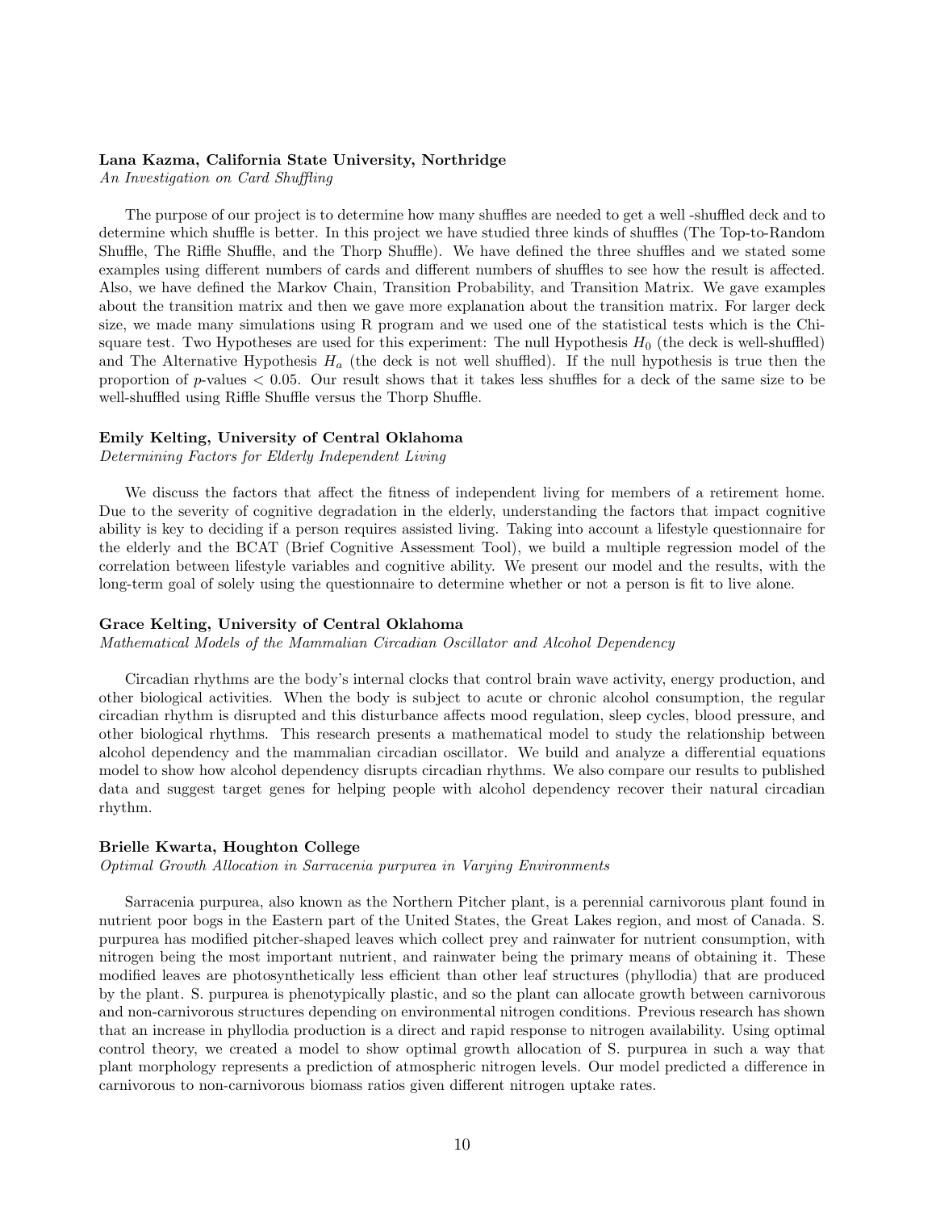**Lana Kazma, California State University, Northridge**
*An Investigation on Card Shuffling*

The purpose of our project is to determine how many shuffles are needed to get a well -shuffled deck and to determine which shuffle is better. In this project we have studied three kinds of shuffles (The Top-to-Random Shuffle, The Riffle Shuffle, and the Thorp Shuffle). We have defined the three shuffles and we stated some examples using different numbers of cards and different numbers of shuffles to see how the result is affected. Also, we have defined the Markov Chain, Transition Probability, and Transition Matrix. We gave examples about the transition matrix and then we gave more explanation about the transition matrix. For larger deck size, we made many simulations using R program and we used one of the statistical tests which is the Chi-square test. Two Hypotheses are used for this experiment: The null Hypothesis $H_0$ (the deck is well-shuffled) and The Alternative Hypothesis $H_a$ (the deck is not well shuffled). If the null hypothesis is true then the proportion of $p$-values $< 0.05$. Our result shows that it takes less shuffles for a deck of the same size to be well-shuffled using Riffle Shuffle versus the Thorp Shuffle.

**Emily Kelting, University of Central Oklahoma**
*Determining Factors for Elderly Independent Living*

We discuss the factors that affect the fitness of independent living for members of a retirement home. Due to the severity of cognitive degradation in the elderly, understanding the factors that impact cognitive ability is key to deciding if a person requires assisted living. Taking into account a lifestyle questionnaire for the elderly and the BCAT (Brief Cognitive Assessment Tool), we build a multiple regression model of the correlation between lifestyle variables and cognitive ability. We present our model and the results, with the long-term goal of solely using the questionnaire to determine whether or not a person is fit to live alone.

**Grace Kelting, University of Central Oklahoma**
*Mathematical Models of the Mammalian Circadian Oscillator and Alcohol Dependency*

Circadian rhythms are the body's internal clocks that control brain wave activity, energy production, and other biological activities. When the body is subject to acute or chronic alcohol consumption, the regular circadian rhythm is disrupted and this disturbance affects mood regulation, sleep cycles, blood pressure, and other biological rhythms. This research presents a mathematical model to study the relationship between alcohol dependency and the mammalian circadian oscillator. We build and analyze a differential equations model to show how alcohol dependency disrupts circadian rhythms. We also compare our results to published data and suggest target genes for helping people with alcohol dependency recover their natural circadian rhythm.

**Brielle Kwarta, Houghton College**
*Optimal Growth Allocation in Sarracenia purpurea in Varying Environments*

Sarracenia purpurea, also known as the Northern Pitcher plant, is a perennial carnivorous plant found in nutrient poor bogs in the Eastern part of the United States, the Great Lakes region, and most of Canada. S. purpurea has modified pitcher-shaped leaves which collect prey and rainwater for nutrient consumption, with nitrogen being the most important nutrient, and rainwater being the primary means of obtaining it. These modified leaves are photosynthetically less efficient than other leaf structures (phyllodia) that are produced by the plant. S. purpurea is phenotypically plastic, and so the plant can allocate growth between carnivorous and non-carnivorous structures depending on environmental nitrogen conditions. Previous research has shown that an increase in phyllodia production is a direct and rapid response to nitrogen availability. Using optimal control theory, we created a model to show optimal growth allocation of S. purpurea in such a way that plant morphology represents a prediction of atmospheric nitrogen levels. Our model predicted a difference in carnivorous to non-carnivorous biomass ratios given different nitrogen uptake rates.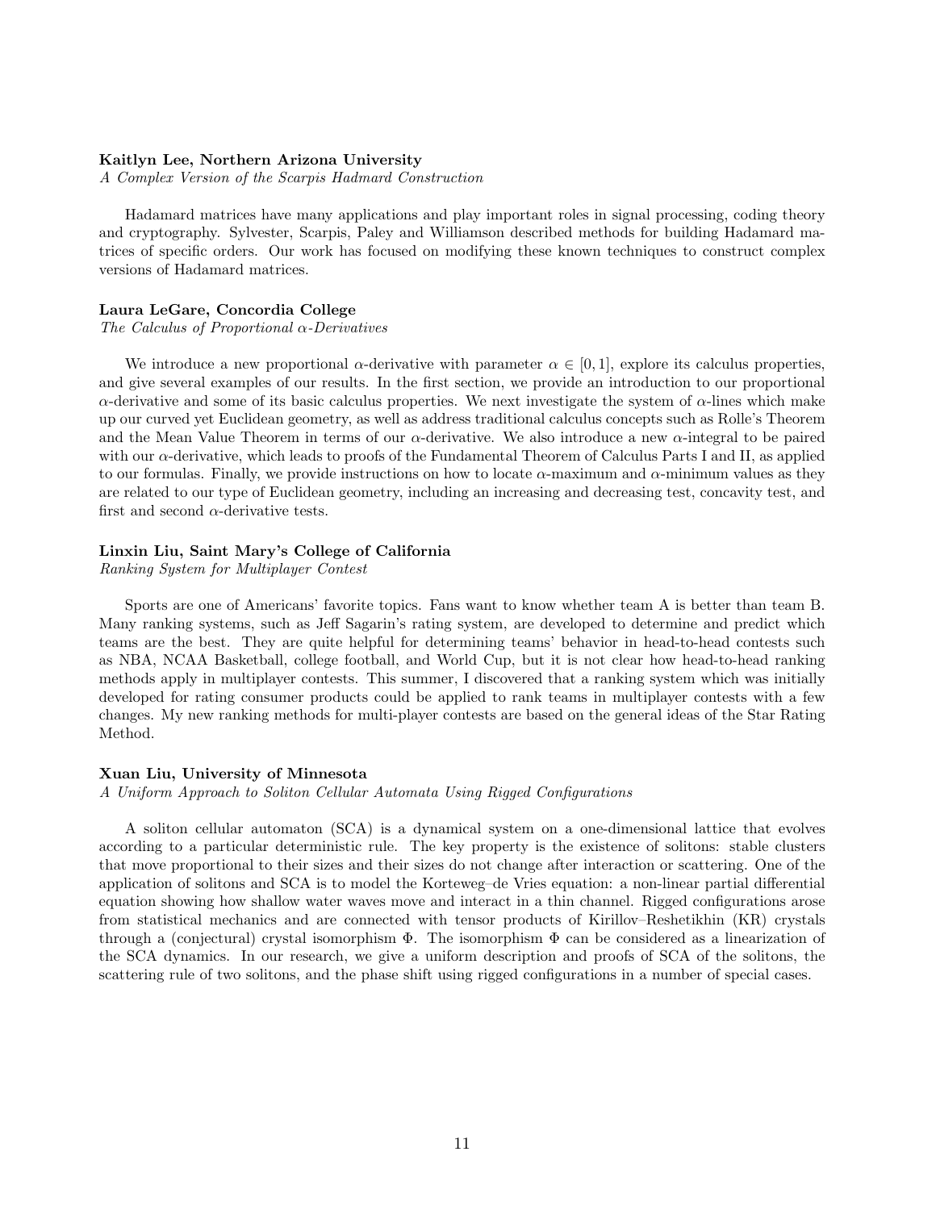**Kaitlyn Lee, Northern Arizona University**

*A Complex Version of the Scarpis Hadmard Construction*

Hadamard matrices have many applications and play important roles in signal processing, coding theory and cryptography. Sylvester, Scarpis, Paley and Williamson described methods for building Hadamard matrices of specific orders. Our work has focused on modifying these known techniques to construct complex versions of Hadamard matrices.

**Laura LeGare, Concordia College**

*The Calculus of Proportional $\alpha$-Derivatives*

We introduce a new proportional $\alpha$-derivative with parameter $\alpha \in [0, 1]$, explore its calculus properties, and give several examples of our results. In the first section, we provide an introduction to our proportional $\alpha$-derivative and some of its basic calculus properties. We next investigate the system of $\alpha$-lines which make up our curved yet Euclidean geometry, as well as address traditional calculus concepts such as Rolle's Theorem and the Mean Value Theorem in terms of our $\alpha$-derivative. We also introduce a new $\alpha$-integral to be paired with our $\alpha$-derivative, which leads to proofs of the Fundamental Theorem of Calculus Parts I and II, as applied to our formulas. Finally, we provide instructions on how to locate $\alpha$-maximum and $\alpha$-minimum values as they are related to our type of Euclidean geometry, including an increasing and decreasing test, concavity test, and first and second $\alpha$-derivative tests.

**Linxin Liu, Saint Mary's College of California**

*Ranking System for Multiplayer Contest*

Sports are one of Americans' favorite topics. Fans want to know whether team A is better than team B. Many ranking systems, such as Jeff Sagarin's rating system, are developed to determine and predict which teams are the best. They are quite helpful for determining teams' behavior in head-to-head contests such as NBA, NCAA Basketball, college football, and World Cup, but it is not clear how head-to-head ranking methods apply in multiplayer contests. This summer, I discovered that a ranking system which was initially developed for rating consumer products could be applied to rank teams in multiplayer contests with a few changes. My new ranking methods for multi-player contests are based on the general ideas of the Star Rating Method.

**Xuan Liu, University of Minnesota**

*A Uniform Approach to Soliton Cellular Automata Using Rigged Configurations*

A soliton cellular automaton (SCA) is a dynamical system on a one-dimensional lattice that evolves according to a particular deterministic rule. The key property is the existence of solitons: stable clusters that move proportional to their sizes and their sizes do not change after interaction or scattering. One of the application of solitons and SCA is to model the Korteweg–de Vries equation: a non-linear partial differential equation showing how shallow water waves move and interact in a thin channel. Rigged configurations arose from statistical mechanics and are connected with tensor products of Kirillov–Reshetikhin (KR) crystals through a (conjectural) crystal isomorphism $\Phi$. The isomorphism $\Phi$ can be considered as a linearization of the SCA dynamics. In our research, we give a uniform description and proofs of SCA of the solitons, the scattering rule of two solitons, and the phase shift using rigged configurations in a number of special cases.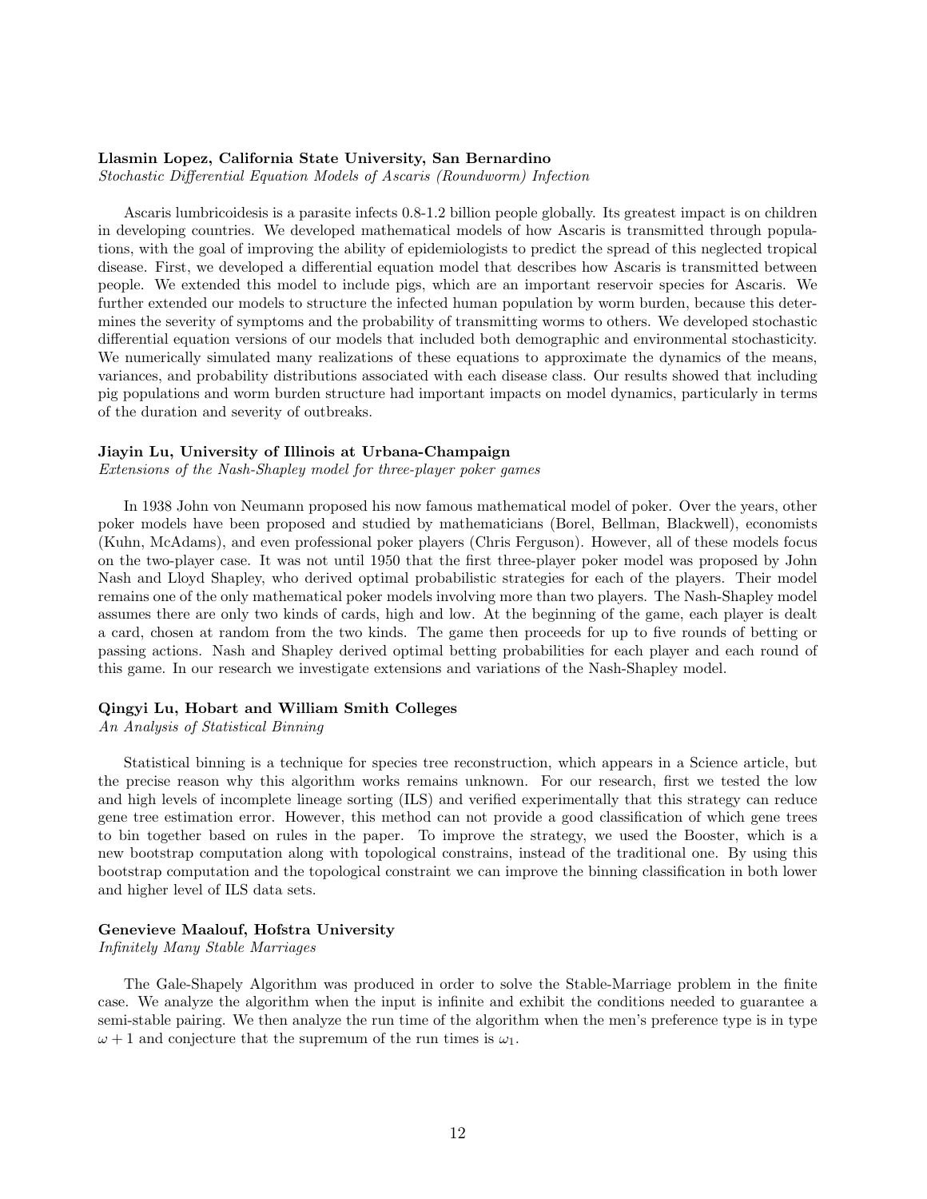**Llasmin Lopez, California State University, San Bernardino**
*Stochastic Differential Equation Models of Ascaris (Roundworm) Infection*

Ascaris lumbricoidesis is a parasite infects 0.8-1.2 billion people globally. Its greatest impact is on children in developing countries. We developed mathematical models of how Ascaris is transmitted through populations, with the goal of improving the ability of epidemiologists to predict the spread of this neglected tropical disease. First, we developed a differential equation model that describes how Ascaris is transmitted between people. We extended this model to include pigs, which are an important reservoir species for Ascaris. We further extended our models to structure the infected human population by worm burden, because this determines the severity of symptoms and the probability of transmitting worms to others. We developed stochastic differential equation versions of our models that included both demographic and environmental stochasticity. We numerically simulated many realizations of these equations to approximate the dynamics of the means, variances, and probability distributions associated with each disease class. Our results showed that including pig populations and worm burden structure had important impacts on model dynamics, particularly in terms of the duration and severity of outbreaks.

**Jiayin Lu, University of Illinois at Urbana-Champaign**
*Extensions of the Nash-Shapley model for three-player poker games*

In 1938 John von Neumann proposed his now famous mathematical model of poker. Over the years, other poker models have been proposed and studied by mathematicians (Borel, Bellman, Blackwell), economists (Kuhn, McAdams), and even professional poker players (Chris Ferguson). However, all of these models focus on the two-player case. It was not until 1950 that the first three-player poker model was proposed by John Nash and Lloyd Shapley, who derived optimal probabilistic strategies for each of the players. Their model remains one of the only mathematical poker models involving more than two players. The Nash-Shapley model assumes there are only two kinds of cards, high and low. At the beginning of the game, each player is dealt a card, chosen at random from the two kinds. The game then proceeds for up to five rounds of betting or passing actions. Nash and Shapley derived optimal betting probabilities for each player and each round of this game. In our research we investigate extensions and variations of the Nash-Shapley model.

**Qingyi Lu, Hobart and William Smith Colleges**
*An Analysis of Statistical Binning*

Statistical binning is a technique for species tree reconstruction, which appears in a Science article, but the precise reason why this algorithm works remains unknown. For our research, first we tested the low and high levels of incomplete lineage sorting (ILS) and verified experimentally that this strategy can reduce gene tree estimation error. However, this method can not provide a good classification of which gene trees to bin together based on rules in the paper. To improve the strategy, we used the Booster, which is a new bootstrap computation along with topological constrains, instead of the traditional one. By using this bootstrap computation and the topological constraint we can improve the binning classification in both lower and higher level of ILS data sets.

**Genevieve Maalouf, Hofstra University**
*Infinitely Many Stable Marriages*

The Gale-Shapely Algorithm was produced in order to solve the Stable-Marriage problem in the finite case. We analyze the algorithm when the input is infinite and exhibit the conditions needed to guarantee a semi-stable pairing. We then analyze the run time of the algorithm when the men's preference type is in type $\omega + 1$ and conjecture that the supremum of the run times is $\omega_1$.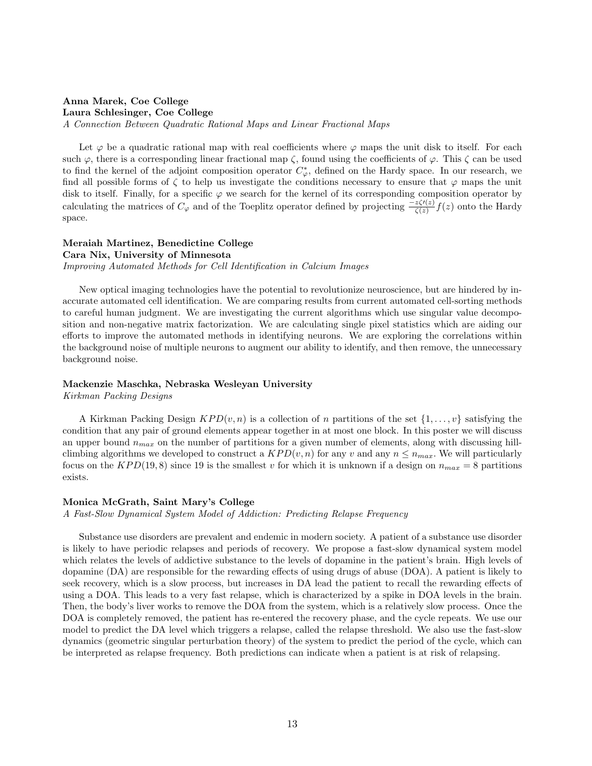**Anna Marek, Coe College**
**Laura Schlesinger, Coe College**
*A Connection Between Quadratic Rational Maps and Linear Fractional Maps*

Let $\varphi$ be a quadratic rational map with real coefficients where $\varphi$ maps the unit disk to itself. For each such $\varphi$, there is a corresponding linear fractional map $\zeta$, found using the coefficients of $\varphi$. This $\zeta$ can be used to find the kernel of the adjoint composition operator $C_\varphi^*$, defined on the Hardy space. In our research, we find all possible forms of $\zeta$ to help us investigate the conditions necessary to ensure that $\varphi$ maps the unit disk to itself. Finally, for a specific $\varphi$ we search for the kernel of its corresponding composition operator by calculating the matrices of $C_\varphi$ and of the Toeplitz operator defined by projecting $\frac{-z\zeta\prime(z)}{\zeta(z)} f(z)$ onto the Hardy space.

**Meraiah Martinez, Benedictine College**
**Cara Nix, University of Minnesota**
*Improving Automated Methods for Cell Identification in Calcium Images*

New optical imaging technologies have the potential to revolutionize neuroscience, but are hindered by inaccurate automated cell identification. We are comparing results from current automated cell-sorting methods to careful human judgment. We are investigating the current algorithms which use singular value decomposition and non-negative matrix factorization. We are calculating single pixel statistics which are aiding our efforts to improve the automated methods in identifying neurons. We are exploring the correlations within the background noise of multiple neurons to augment our ability to identify, and then remove, the unnecessary background noise.

**Mackenzie Maschka, Nebraska Wesleyan University**
*Kirkman Packing Designs*

A Kirkman Packing Design $KPD(v, n)$ is a collection of $n$ partitions of the set $\{1, \ldots, v\}$ satisfying the condition that any pair of ground elements appear together in at most one block. In this poster we will discuss an upper bound $n_{max}$ on the number of partitions for a given number of elements, along with discussing hill-climbing algorithms we developed to construct a $KPD(v, n)$ for any $v$ and any $n \leq n_{max}$. We will particularly focus on the $KPD(19, 8)$ since 19 is the smallest $v$ for which it is unknown if a design on $n_{max} = 8$ partitions exists.

**Monica McGrath, Saint Mary's College**
*A Fast-Slow Dynamical System Model of Addiction: Predicting Relapse Frequency*

Substance use disorders are prevalent and endemic in modern society. A patient of a substance use disorder is likely to have periodic relapses and periods of recovery. We propose a fast-slow dynamical system model which relates the levels of addictive substance to the levels of dopamine in the patient's brain. High levels of dopamine (DA) are responsible for the rewarding effects of using drugs of abuse (DOA). A patient is likely to seek recovery, which is a slow process, but increases in DA lead the patient to recall the rewarding effects of using a DOA. This leads to a very fast relapse, which is characterized by a spike in DOA levels in the brain. Then, the body's liver works to remove the DOA from the system, which is a relatively slow process. Once the DOA is completely removed, the patient has re-entered the recovery phase, and the cycle repeats. We use our model to predict the DA level which triggers a relapse, called the relapse threshold. We also use the fast-slow dynamics (geometric singular perturbation theory) of the system to predict the period of the cycle, which can be interpreted as relapse frequency. Both predictions can indicate when a patient is at risk of relapsing.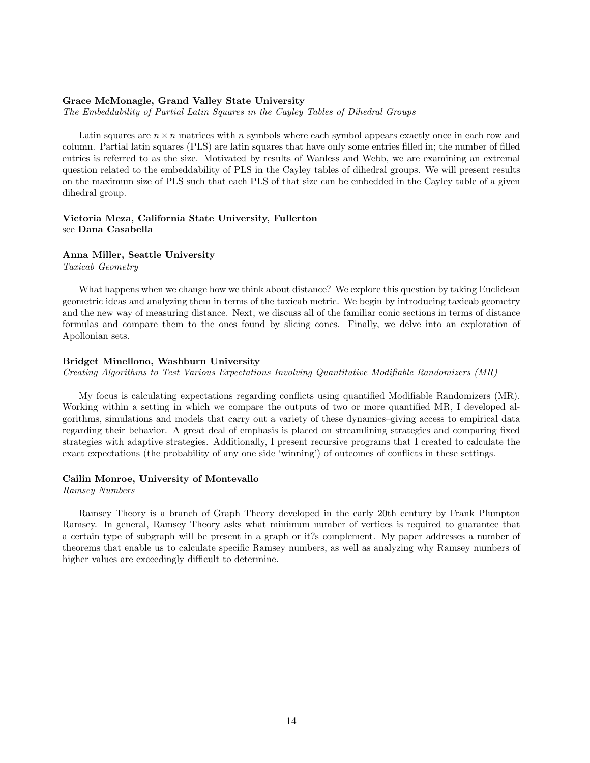**Grace McMonagle, Grand Valley State University**
*The Embeddability of Partial Latin Squares in the Cayley Tables of Dihedral Groups*

Latin squares are $n \times n$ matrices with $n$ symbols where each symbol appears exactly once in each row and column. Partial latin squares (PLS) are latin squares that have only some entries filled in; the number of filled entries is referred to as the size. Motivated by results of Wanless and Webb, we are examining an extremal question related to the embeddability of PLS in the Cayley tables of dihedral groups. We will present results on the maximum size of PLS such that each PLS of that size can be embedded in the Cayley table of a given dihedral group.

**Victoria Meza, California State University, Fullerton**
see **Dana Casabella**

**Anna Miller, Seattle University**
*Taxicab Geometry*

What happens when we change how we think about distance? We explore this question by taking Euclidean geometric ideas and analyzing them in terms of the taxicab metric. We begin by introducing taxicab geometry and the new way of measuring distance. Next, we discuss all of the familiar conic sections in terms of distance formulas and compare them to the ones found by slicing cones. Finally, we delve into an exploration of Apollonian sets.

**Bridget Minellono, Washburn University**
*Creating Algorithms to Test Various Expectations Involving Quantitative Modifiable Randomizers (MR)*

My focus is calculating expectations regarding conflicts using quantified Modifiable Randomizers (MR). Working within a setting in which we compare the outputs of two or more quantified MR, I developed algorithms, simulations and models that carry out a variety of these dynamics–giving access to empirical data regarding their behavior. A great deal of emphasis is placed on streamlining strategies and comparing fixed strategies with adaptive strategies. Additionally, I present recursive programs that I created to calculate the exact expectations (the probability of any one side 'winning') of outcomes of conflicts in these settings.

**Cailin Monroe, University of Montevallo**
*Ramsey Numbers*

Ramsey Theory is a branch of Graph Theory developed in the early 20th century by Frank Plumpton Ramsey. In general, Ramsey Theory asks what minimum number of vertices is required to guarantee that a certain type of subgraph will be present in a graph or it?s complement. My paper addresses a number of theorems that enable us to calculate specific Ramsey numbers, as well as analyzing why Ramsey numbers of higher values are exceedingly difficult to determine.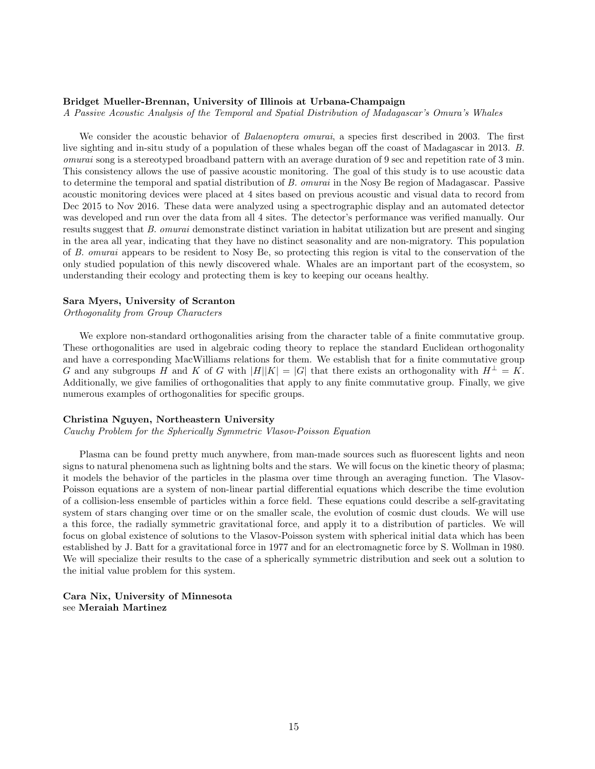**Bridget Mueller-Brennan, University of Illinois at Urbana-Champaign**
*A Passive Acoustic Analysis of the Temporal and Spatial Distribution of Madagascar's Omura's Whales*

We consider the acoustic behavior of *Balaenoptera omurai*, a species first described in 2003. The first live sighting and in-situ study of a population of these whales began off the coast of Madagascar in 2013. *B. omurai* song is a stereotyped broadband pattern with an average duration of 9 sec and repetition rate of 3 min. This consistency allows the use of passive acoustic monitoring. The goal of this study is to use acoustic data to determine the temporal and spatial distribution of *B. omurai* in the Nosy Be region of Madagascar. Passive acoustic monitoring devices were placed at 4 sites based on previous acoustic and visual data to record from Dec 2015 to Nov 2016. These data were analyzed using a spectrographic display and an automated detector was developed and run over the data from all 4 sites. The detector's performance was verified manually. Our results suggest that *B. omurai* demonstrate distinct variation in habitat utilization but are present and singing in the area all year, indicating that they have no distinct seasonality and are non-migratory. This population of *B. omurai* appears to be resident to Nosy Be, so protecting this region is vital to the conservation of the only studied population of this newly discovered whale. Whales are an important part of the ecosystem, so understanding their ecology and protecting them is key to keeping our oceans healthy.

**Sara Myers, University of Scranton**
*Orthogonality from Group Characters*

We explore non-standard orthogonalities arising from the character table of a finite commutative group. These orthogonalities are used in algebraic coding theory to replace the standard Euclidean orthogonality and have a corresponding MacWilliams relations for them. We establish that for a finite commutative group $G$ and any subgroups $H$ and $K$ of $G$ with $|H||K| = |G|$ that there exists an orthogonality with $H^{\perp} = K$. Additionally, we give families of orthogonalities that apply to any finite commutative group. Finally, we give numerous examples of orthogonalities for specific groups.

**Christina Nguyen, Northeastern University**
*Cauchy Problem for the Spherically Symmetric Vlasov-Poisson Equation*

Plasma can be found pretty much anywhere, from man-made sources such as fluorescent lights and neon signs to natural phenomena such as lightning bolts and the stars. We will focus on the kinetic theory of plasma; it models the behavior of the particles in the plasma over time through an averaging function. The Vlasov-Poisson equations are a system of non-linear partial differential equations which describe the time evolution of a collision-less ensemble of particles within a force field. These equations could describe a self-gravitating system of stars changing over time or on the smaller scale, the evolution of cosmic dust clouds. We will use a this force, the radially symmetric gravitational force, and apply it to a distribution of particles. We will focus on global existence of solutions to the Vlasov-Poisson system with spherical initial data which has been established by J. Batt for a gravitational force in 1977 and for an electromagnetic force by S. Wollman in 1980. We will specialize their results to the case of a spherically symmetric distribution and seek out a solution to the initial value problem for this system.

**Cara Nix, University of Minnesota**
see **Meraiah Martinez**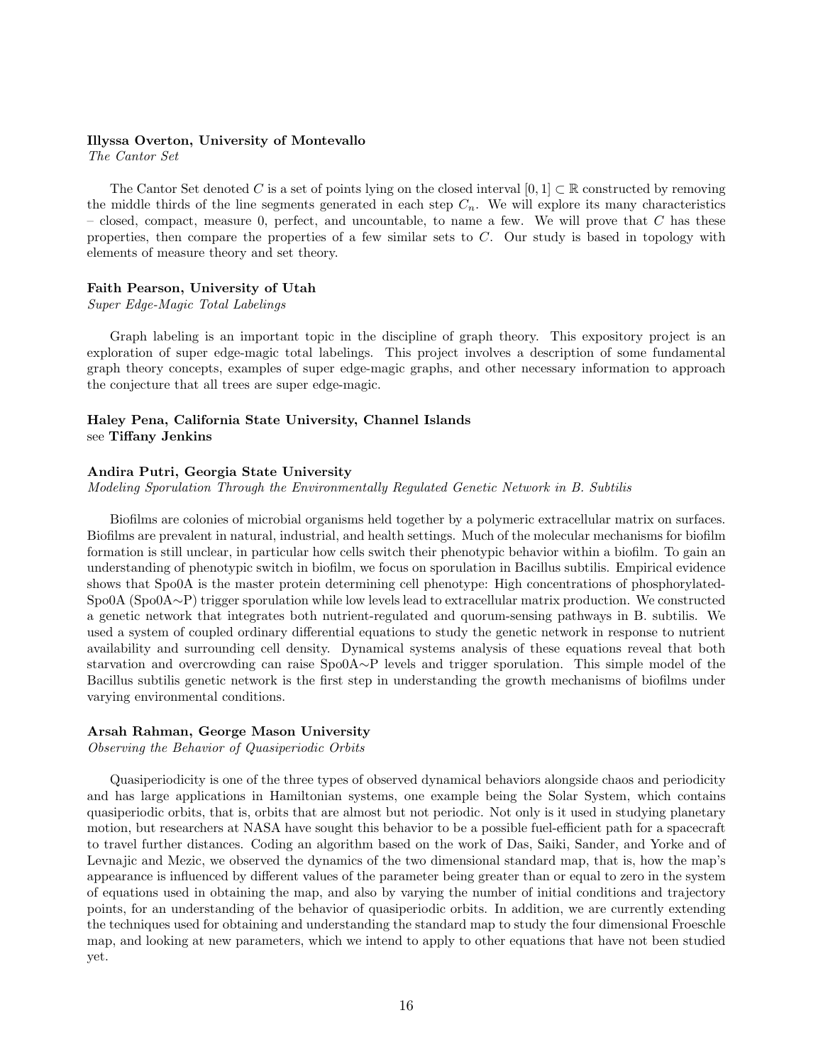**Illyssa Overton, University of Montevallo**
*The Cantor Set*

The Cantor Set denoted $C$ is a set of points lying on the closed interval $[0, 1] \subset \mathbb{R}$ constructed by removing the middle thirds of the line segments generated in each step $C_n$. We will explore its many characteristics – closed, compact, measure 0, perfect, and uncountable, to name a few. We will prove that $C$ has these properties, then compare the properties of a few similar sets to $C$. Our study is based in topology with elements of measure theory and set theory.

**Faith Pearson, University of Utah**
*Super Edge-Magic Total Labelings*

Graph labeling is an important topic in the discipline of graph theory. This expository project is an exploration of super edge-magic total labelings. This project involves a description of some fundamental graph theory concepts, examples of super edge-magic graphs, and other necessary information to approach the conjecture that all trees are super edge-magic.

**Haley Pena, California State University, Channel Islands**
see **Tiffany Jenkins**

**Andira Putri, Georgia State University**
*Modeling Sporulation Through the Environmentally Regulated Genetic Network in B. Subtilis*

Biofilms are colonies of microbial organisms held together by a polymeric extracellular matrix on surfaces. Biofilms are prevalent in natural, industrial, and health settings. Much of the molecular mechanisms for biofilm formation is still unclear, in particular how cells switch their phenotypic behavior within a biofilm. To gain an understanding of phenotypic switch in biofilm, we focus on sporulation in Bacillus subtilis. Empirical evidence shows that Spo0A is the master protein determining cell phenotype: High concentrations of phosphorylated-Spo0A (Spo0A∼P) trigger sporulation while low levels lead to extracellular matrix production. We constructed a genetic network that integrates both nutrient-regulated and quorum-sensing pathways in B. subtilis. We used a system of coupled ordinary differential equations to study the genetic network in response to nutrient availability and surrounding cell density. Dynamical systems analysis of these equations reveal that both starvation and overcrowding can raise Spo0A∼P levels and trigger sporulation. This simple model of the Bacillus subtilis genetic network is the first step in understanding the growth mechanisms of biofilms under varying environmental conditions.

**Arsah Rahman, George Mason University**
*Observing the Behavior of Quasiperiodic Orbits*

Quasiperiodicity is one of the three types of observed dynamical behaviors alongside chaos and periodicity and has large applications in Hamiltonian systems, one example being the Solar System, which contains quasiperiodic orbits, that is, orbits that are almost but not periodic. Not only is it used in studying planetary motion, but researchers at NASA have sought this behavior to be a possible fuel-efficient path for a spacecraft to travel further distances. Coding an algorithm based on the work of Das, Saiki, Sander, and Yorke and of Levnajic and Mezic, we observed the dynamics of the two dimensional standard map, that is, how the map's appearance is influenced by different values of the parameter being greater than or equal to zero in the system of equations used in obtaining the map, and also by varying the number of initial conditions and trajectory points, for an understanding of the behavior of quasiperiodic orbits. In addition, we are currently extending the techniques used for obtaining and understanding the standard map to study the four dimensional Froeschle map, and looking at new parameters, which we intend to apply to other equations that have not been studied yet.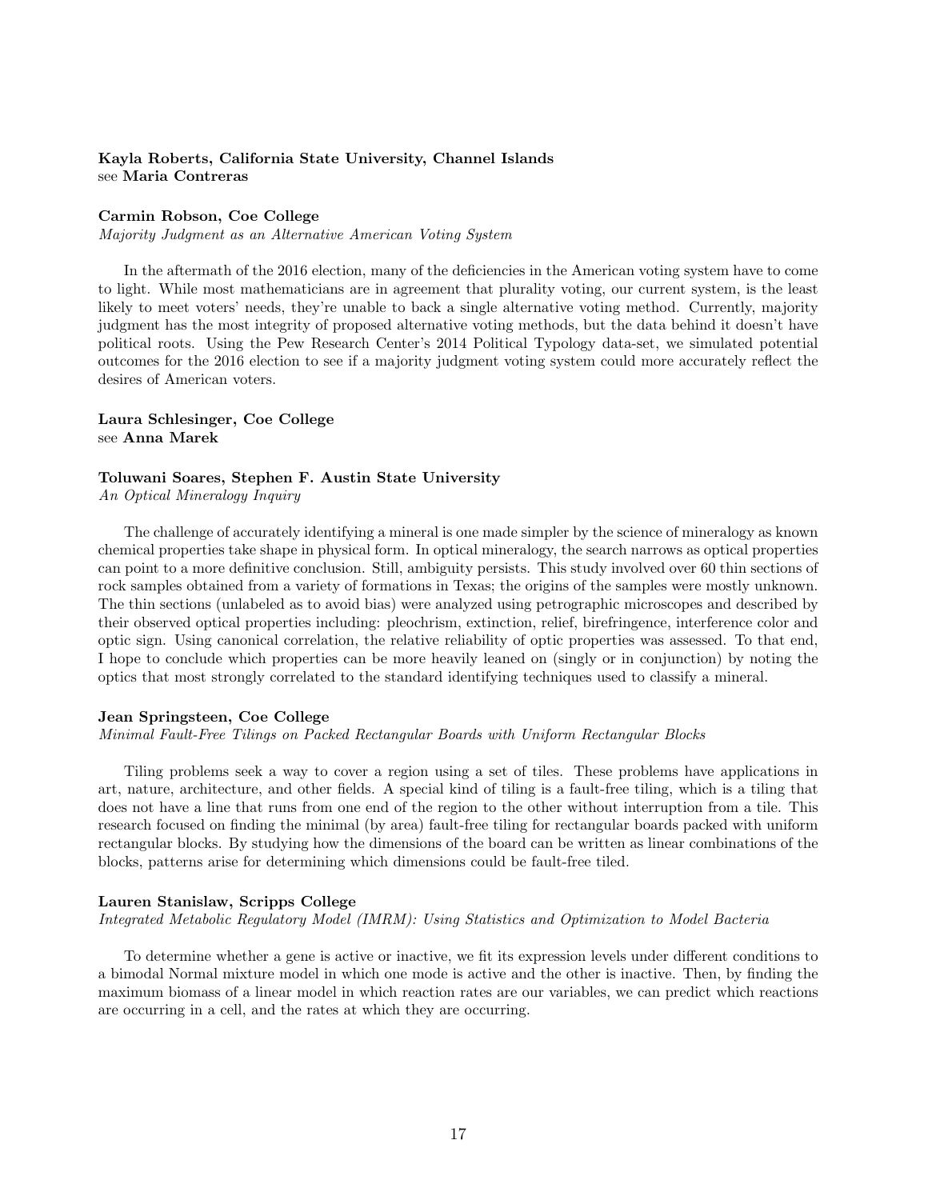**Kayla Roberts, California State University, Channel Islands**
see **Maria Contreras**

**Carmin Robson, Coe College**
*Majority Judgment as an Alternative American Voting System*

In the aftermath of the 2016 election, many of the deficiencies in the American voting system have to come to light. While most mathematicians are in agreement that plurality voting, our current system, is the least likely to meet voters' needs, they're unable to back a single alternative voting method. Currently, majority judgment has the most integrity of proposed alternative voting methods, but the data behind it doesn't have political roots. Using the Pew Research Center's 2014 Political Typology data-set, we simulated potential outcomes for the 2016 election to see if a majority judgment voting system could more accurately reflect the desires of American voters.

**Laura Schlesinger, Coe College**
see **Anna Marek**

**Toluwani Soares, Stephen F. Austin State University**
*An Optical Mineralogy Inquiry*

The challenge of accurately identifying a mineral is one made simpler by the science of mineralogy as known chemical properties take shape in physical form. In optical mineralogy, the search narrows as optical properties can point to a more definitive conclusion. Still, ambiguity persists. This study involved over 60 thin sections of rock samples obtained from a variety of formations in Texas; the origins of the samples were mostly unknown. The thin sections (unlabeled as to avoid bias) were analyzed using petrographic microscopes and described by their observed optical properties including: pleochrism, extinction, relief, birefringence, interference color and optic sign. Using canonical correlation, the relative reliability of optic properties was assessed. To that end, I hope to conclude which properties can be more heavily leaned on (singly or in conjunction) by noting the optics that most strongly correlated to the standard identifying techniques used to classify a mineral.

**Jean Springsteen, Coe College**
*Minimal Fault-Free Tilings on Packed Rectangular Boards with Uniform Rectangular Blocks*

Tiling problems seek a way to cover a region using a set of tiles. These problems have applications in art, nature, architecture, and other fields. A special kind of tiling is a fault-free tiling, which is a tiling that does not have a line that runs from one end of the region to the other without interruption from a tile. This research focused on finding the minimal (by area) fault-free tiling for rectangular boards packed with uniform rectangular blocks. By studying how the dimensions of the board can be written as linear combinations of the blocks, patterns arise for determining which dimensions could be fault-free tiled.

**Lauren Stanislaw, Scripps College**
*Integrated Metabolic Regulatory Model (IMRM): Using Statistics and Optimization to Model Bacteria*

To determine whether a gene is active or inactive, we fit its expression levels under different conditions to a bimodal Normal mixture model in which one mode is active and the other is inactive. Then, by finding the maximum biomass of a linear model in which reaction rates are our variables, we can predict which reactions are occurring in a cell, and the rates at which they are occurring.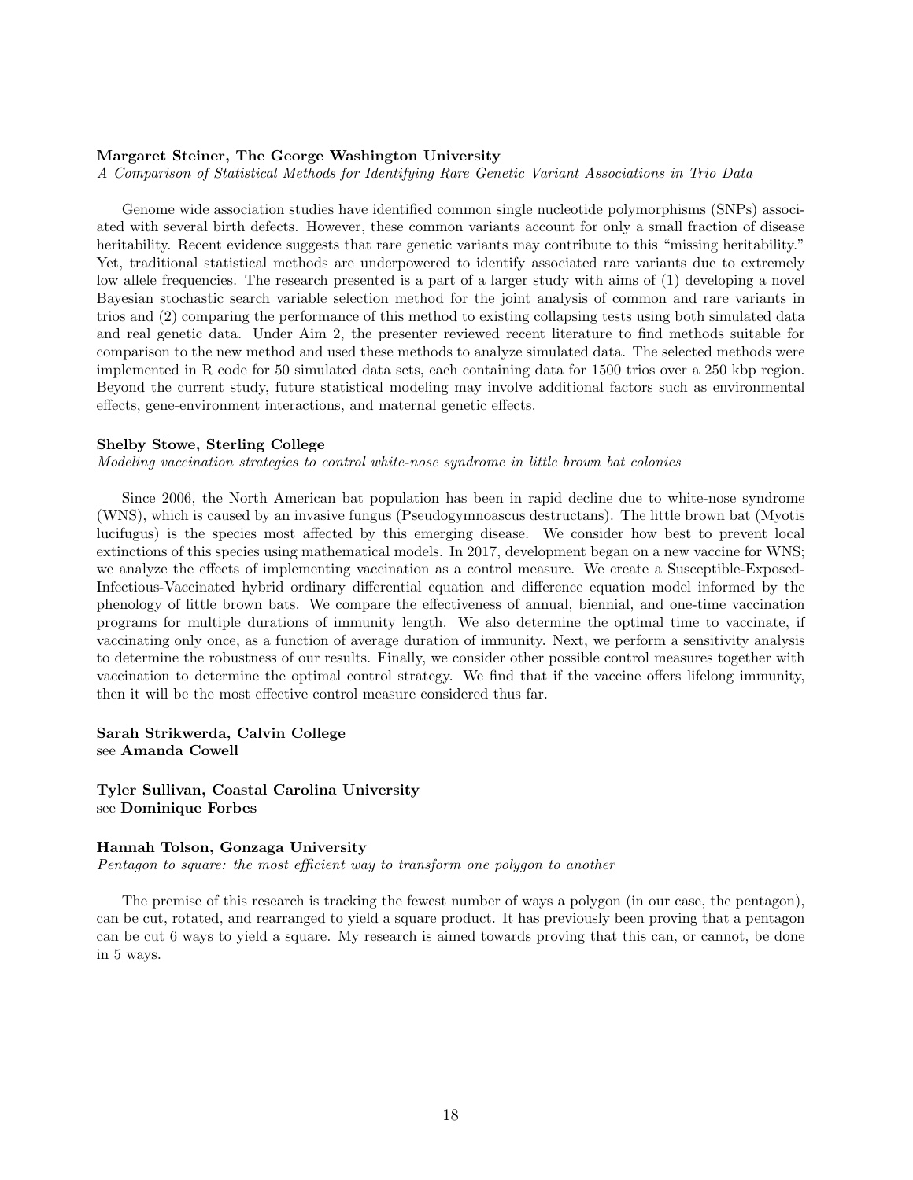**Margaret Steiner, The George Washington University**
*A Comparison of Statistical Methods for Identifying Rare Genetic Variant Associations in Trio Data*

Genome wide association studies have identified common single nucleotide polymorphisms (SNPs) associated with several birth defects. However, these common variants account for only a small fraction of disease heritability. Recent evidence suggests that rare genetic variants may contribute to this "missing heritability." Yet, traditional statistical methods are underpowered to identify associated rare variants due to extremely low allele frequencies. The research presented is a part of a larger study with aims of (1) developing a novel Bayesian stochastic search variable selection method for the joint analysis of common and rare variants in trios and (2) comparing the performance of this method to existing collapsing tests using both simulated data and real genetic data. Under Aim 2, the presenter reviewed recent literature to find methods suitable for comparison to the new method and used these methods to analyze simulated data. The selected methods were implemented in R code for 50 simulated data sets, each containing data for 1500 trios over a 250 kbp region. Beyond the current study, future statistical modeling may involve additional factors such as environmental effects, gene-environment interactions, and maternal genetic effects.

**Shelby Stowe, Sterling College**
*Modeling vaccination strategies to control white-nose syndrome in little brown bat colonies*

Since 2006, the North American bat population has been in rapid decline due to white-nose syndrome (WNS), which is caused by an invasive fungus (Pseudogymnoascus destructans). The little brown bat (Myotis lucifugus) is the species most affected by this emerging disease. We consider how best to prevent local extinctions of this species using mathematical models. In 2017, development began on a new vaccine for WNS; we analyze the effects of implementing vaccination as a control measure. We create a Susceptible-Exposed-Infectious-Vaccinated hybrid ordinary differential equation and difference equation model informed by the phenology of little brown bats. We compare the effectiveness of annual, biennial, and one-time vaccination programs for multiple durations of immunity length. We also determine the optimal time to vaccinate, if vaccinating only once, as a function of average duration of immunity. Next, we perform a sensitivity analysis to determine the robustness of our results. Finally, we consider other possible control measures together with vaccination to determine the optimal control strategy. We find that if the vaccine offers lifelong immunity, then it will be the most effective control measure considered thus far.

**Sarah Strikwerda, Calvin College**
see **Amanda Cowell**

**Tyler Sullivan, Coastal Carolina University**
see **Dominique Forbes**

**Hannah Tolson, Gonzaga University**
*Pentagon to square: the most efficient way to transform one polygon to another*

The premise of this research is tracking the fewest number of ways a polygon (in our case, the pentagon), can be cut, rotated, and rearranged to yield a square product. It has previously been proving that a pentagon can be cut 6 ways to yield a square. My research is aimed towards proving that this can, or cannot, be done in 5 ways.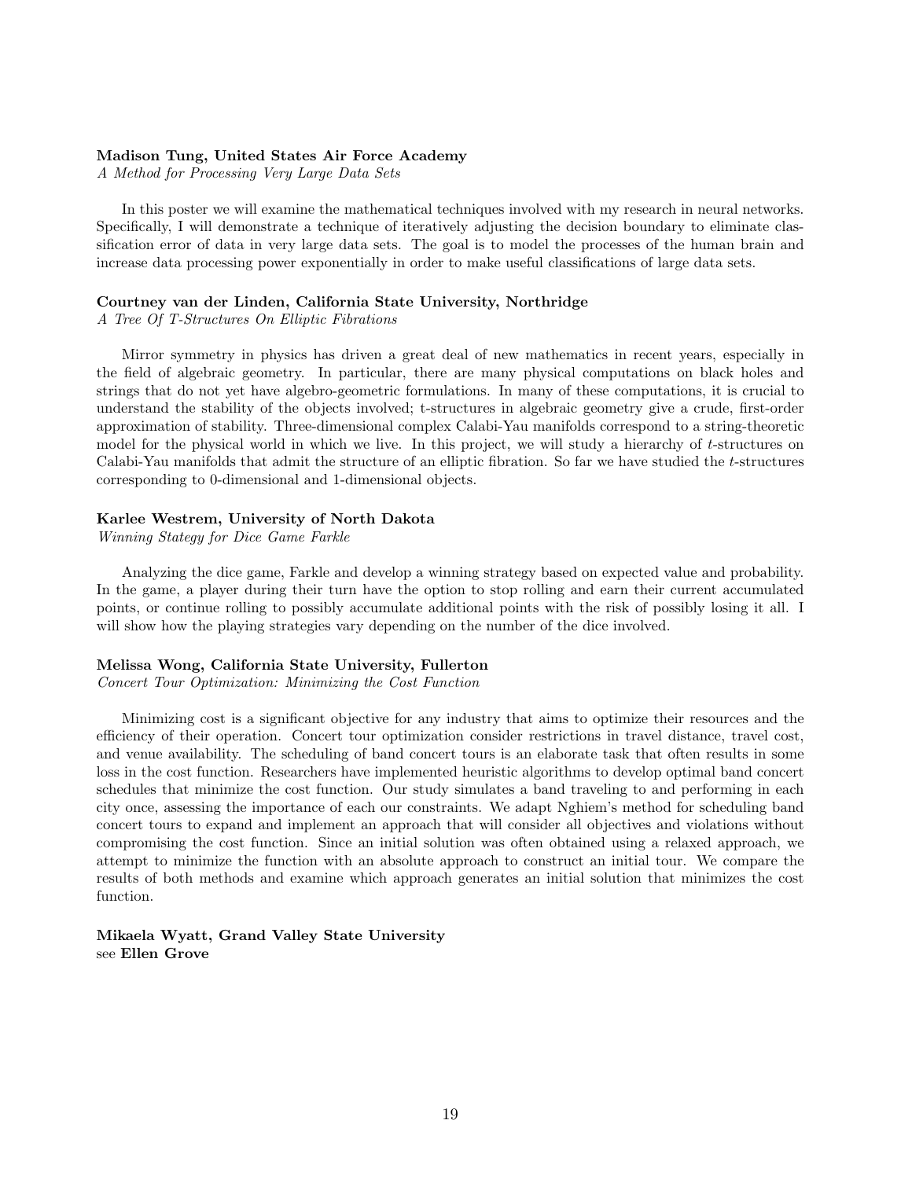**Madison Tung, United States Air Force Academy**
*A Method for Processing Very Large Data Sets*

In this poster we will examine the mathematical techniques involved with my research in neural networks. Specifically, I will demonstrate a technique of iteratively adjusting the decision boundary to eliminate classification error of data in very large data sets. The goal is to model the processes of the human brain and increase data processing power exponentially in order to make useful classifications of large data sets.

**Courtney van der Linden, California State University, Northridge**
*A Tree Of T-Structures On Elliptic Fibrations*

Mirror symmetry in physics has driven a great deal of new mathematics in recent years, especially in the field of algebraic geometry. In particular, there are many physical computations on black holes and strings that do not yet have algebro-geometric formulations. In many of these computations, it is crucial to understand the stability of the objects involved; t-structures in algebraic geometry give a crude, first-order approximation of stability. Three-dimensional complex Calabi-Yau manifolds correspond to a string-theoretic model for the physical world in which we live. In this project, we will study a hierarchy of $t$-structures on Calabi-Yau manifolds that admit the structure of an elliptic fibration. So far we have studied the $t$-structures corresponding to 0-dimensional and 1-dimensional objects.

**Karlee Westrem, University of North Dakota**
*Winning Stategy for Dice Game Farkle*

Analyzing the dice game, Farkle and develop a winning strategy based on expected value and probability. In the game, a player during their turn have the option to stop rolling and earn their current accumulated points, or continue rolling to possibly accumulate additional points with the risk of possibly losing it all. I will show how the playing strategies vary depending on the number of the dice involved.

**Melissa Wong, California State University, Fullerton**
*Concert Tour Optimization: Minimizing the Cost Function*

Minimizing cost is a significant objective for any industry that aims to optimize their resources and the efficiency of their operation. Concert tour optimization consider restrictions in travel distance, travel cost, and venue availability. The scheduling of band concert tours is an elaborate task that often results in some loss in the cost function. Researchers have implemented heuristic algorithms to develop optimal band concert schedules that minimize the cost function. Our study simulates a band traveling to and performing in each city once, assessing the importance of each our constraints. We adapt Nghiem's method for scheduling band concert tours to expand and implement an approach that will consider all objectives and violations without compromising the cost function. Since an initial solution was often obtained using a relaxed approach, we attempt to minimize the function with an absolute approach to construct an initial tour. We compare the results of both methods and examine which approach generates an initial solution that minimizes the cost function.

**Mikaela Wyatt, Grand Valley State University**
see **Ellen Grove**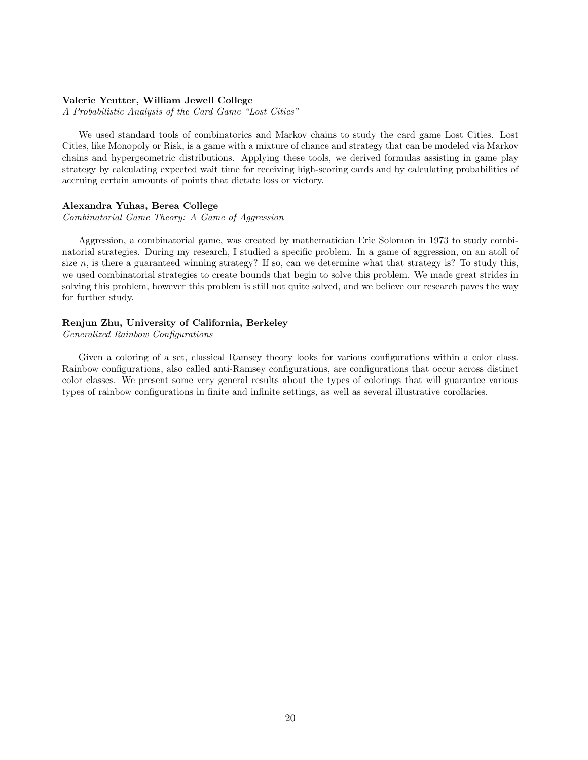**Valerie Yeutter, William Jewell College**

*A Probabilistic Analysis of the Card Game "Lost Cities"*

We used standard tools of combinatorics and Markov chains to study the card game Lost Cities. Lost Cities, like Monopoly or Risk, is a game with a mixture of chance and strategy that can be modeled via Markov chains and hypergeometric distributions. Applying these tools, we derived formulas assisting in game play strategy by calculating expected wait time for receiving high-scoring cards and by calculating probabilities of accruing certain amounts of points that dictate loss or victory.

**Alexandra Yuhas, Berea College**

*Combinatorial Game Theory: A Game of Aggression*

Aggression, a combinatorial game, was created by mathematician Eric Solomon in 1973 to study combinatorial strategies. During my research, I studied a specific problem. In a game of aggression, on an atoll of size $n$, is there a guaranteed winning strategy? If so, can we determine what that strategy is? To study this, we used combinatorial strategies to create bounds that begin to solve this problem. We made great strides in solving this problem, however this problem is still not quite solved, and we believe our research paves the way for further study.

**Renjun Zhu, University of California, Berkeley**

*Generalized Rainbow Configurations*

Given a coloring of a set, classical Ramsey theory looks for various configurations within a color class. Rainbow configurations, also called anti-Ramsey configurations, are configurations that occur across distinct color classes. We present some very general results about the types of colorings that will guarantee various types of rainbow configurations in finite and infinite settings, as well as several illustrative corollaries.